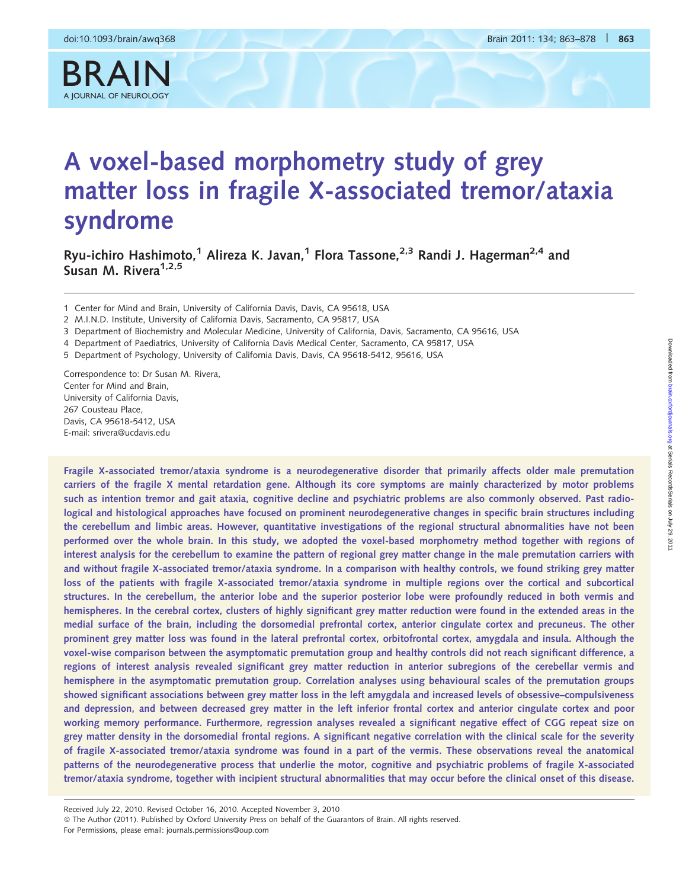# A voxel-based morphometry study of grey matter loss in fragile X-associated tremor/ataxia syndrome

Ryu-ichiro Hashimoto,[1] Alireza K. Javan,[1] Flora Tassone,[2,3] Randi J. Hagerman[2,4] and Susan M. Rivera[1,2,5]

1 Center for Mind and Brain, University of California Davis, Davis, CA 95618, USA
2 M.I.N.D. Institute, University of California Davis, Sacramento, CA 95817, USA
3 Department of Biochemistry and Molecular Medicine, University of California, Davis, Sacramento, CA 95616, USA
4 Department of Paediatrics, University of California Davis Medical Center, Sacramento, CA 95817, USA
5 Department of Psychology, University of California Davis, Davis, CA 95618-5412, 95616, USA

Correspondence to: Dr Susan M. Rivera,
Center for Mind and Brain,
University of California Davis,
267 Cousteau Place,
Davis, CA 95618-5412, USA
E-mail: srivera@ucdavis.edu

**Fragile X-associated tremor/ataxia syndrome is a neurodegenerative disorder that primarily affects older male premutation carriers of the fragile X mental retardation gene. Although its core symptoms are mainly characterized by motor problems such as intention tremor and gait ataxia, cognitive decline and psychiatric problems are also commonly observed. Past radiological and histological approaches have focused on prominent neurodegenerative changes in specific brain structures including the cerebellum and limbic areas. However, quantitative investigations of the regional structural abnormalities have not been performed over the whole brain. In this study, we adopted the voxel-based morphometry method together with regions of interest analysis for the cerebellum to examine the pattern of regional grey matter change in the male premutation carriers with and without fragile X-associated tremor/ataxia syndrome. In a comparison with healthy controls, we found striking grey matter loss of the patients with fragile X-associated tremor/ataxia syndrome in multiple regions over the cortical and subcortical structures. In the cerebellum, the anterior lobe and the superior posterior lobe were profoundly reduced in both vermis and hemispheres. In the cerebral cortex, clusters of highly significant grey matter reduction were found in the extended areas in the medial surface of the brain, including the dorsomedial prefrontal cortex, anterior cingulate cortex and precuneus. The other prominent grey matter loss was found in the lateral prefrontal cortex, orbitofrontal cortex, amygdala and insula. Although the voxel-wise comparison between the asymptomatic premutation group and healthy controls did not reach significant difference, a regions of interest analysis revealed significant grey matter reduction in anterior subregions of the cerebellar vermis and hemisphere in the asymptomatic premutation group. Correlation analyses using behavioural scales of the premutation groups showed significant associations between grey matter loss in the left amygdala and increased levels of obsessive–compulsiveness and depression, and between decreased grey matter in the left inferior frontal cortex and anterior cingulate cortex and poor working memory performance. Furthermore, regression analyses revealed a significant negative effect of CGG repeat size on grey matter density in the dorsomedial frontal regions. A significant negative correlation with the clinical scale for the severity of fragile X-associated tremor/ataxia syndrome was found in a part of the vermis. These observations reveal the anatomical patterns of the neurodegenerative process that underlie the motor, cognitive and psychiatric problems of fragile X-associated tremor/ataxia syndrome, together with incipient structural abnormalities that may occur before the clinical onset of this disease.**

Received July 22, 2010. Revised October 16, 2010. Accepted November 3, 2010
© The Author (2011). Published by Oxford University Press on behalf of the Guarantors of Brain. All rights reserved.
For Permissions, please email: journals.permissions@oup.com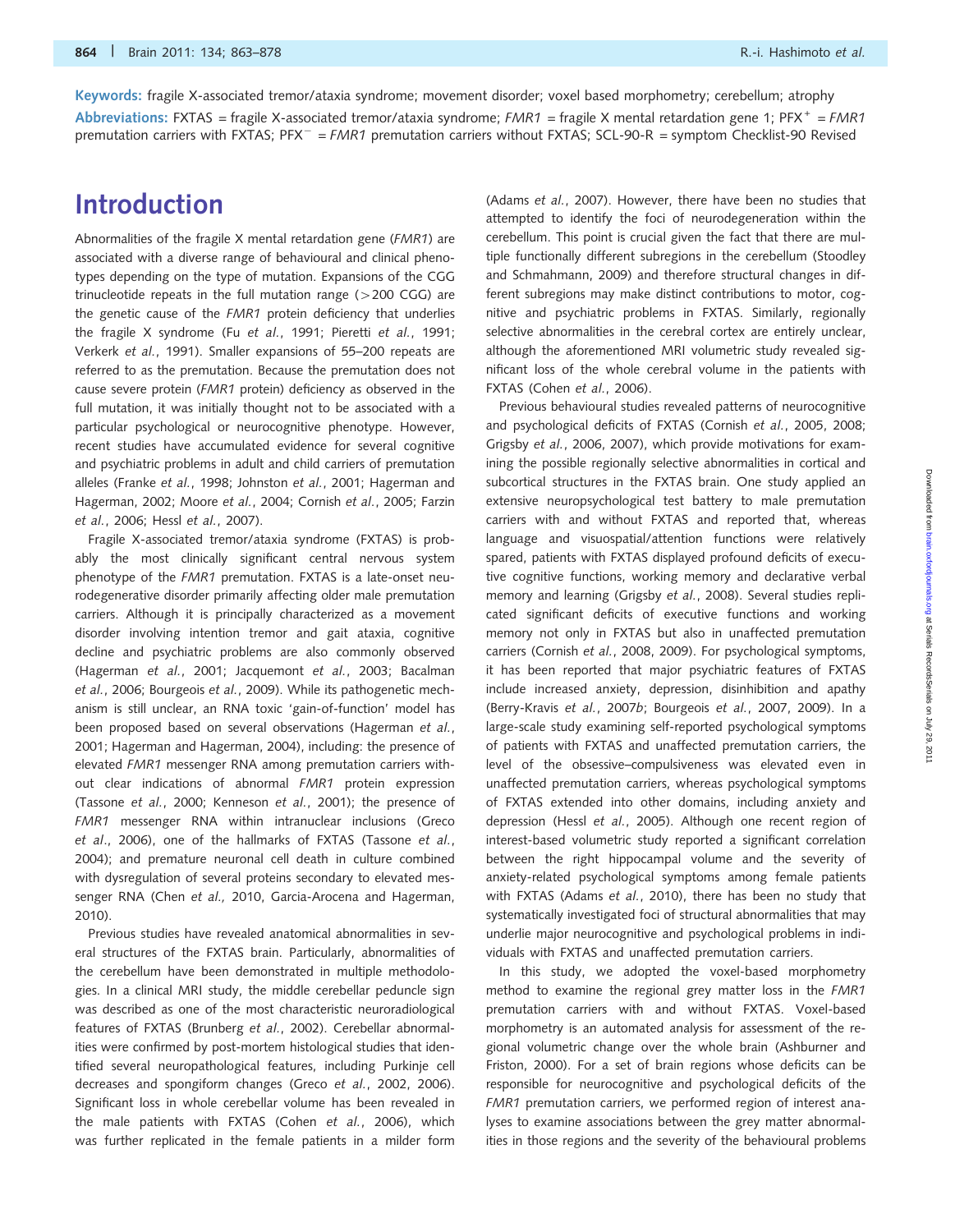**Keywords:** fragile X-associated tremor/ataxia syndrome; movement disorder; voxel based morphometry; cerebellum; atrophy

**Abbreviations:** FXTAS = fragile X-associated tremor/ataxia syndrome; *FMR1* = fragile X mental retardation gene 1; PFX$^+$ = *FMR1* premutation carriers with FXTAS; PFX$^-$ = *FMR1* premutation carriers without FXTAS; SCL-90-R = symptom Checklist-90 Revised

# Introduction

Abnormalities of the fragile X mental retardation gene (*FMR1*) are associated with a diverse range of behavioural and clinical phenotypes depending on the type of mutation. Expansions of the CGG trinucleotide repeats in the full mutation range (>200 CGG) are the genetic cause of the *FMR1* protein deficiency that underlies the fragile X syndrome (Fu *et al.*, 1991; Pieretti *et al.*, 1991; Verkerk *et al.*, 1991). Smaller expansions of 55–200 repeats are referred to as the premutation. Because the premutation does not cause severe protein (*FMR1* protein) deficiency as observed in the full mutation, it was initially thought not to be associated with a particular psychological or neurocognitive phenotype. However, recent studies have accumulated evidence for several cognitive and psychiatric problems in adult and child carriers of premutation alleles (Franke *et al.*, 1998; Johnston *et al.*, 2001; Hagerman and Hagerman, 2002; Moore *et al.*, 2004; Cornish *et al.*, 2005; Farzin *et al.*, 2006; Hessl *et al.*, 2007).

Fragile X-associated tremor/ataxia syndrome (FXTAS) is probably the most clinically significant central nervous system phenotype of the *FMR1* premutation. FXTAS is a late-onset neurodegenerative disorder primarily affecting older male premutation carriers. Although it is principally characterized as a movement disorder involving intention tremor and gait ataxia, cognitive decline and psychiatric problems are also commonly observed (Hagerman *et al.*, 2001; Jacquemont *et al.*, 2003; Bacalman *et al.*, 2006; Bourgeois *et al.*, 2009). While its pathogenetic mechanism is still unclear, an RNA toxic 'gain-of-function' model has been proposed based on several observations (Hagerman *et al.*, 2001; Hagerman and Hagerman, 2004), including: the presence of elevated *FMR1* messenger RNA among premutation carriers without clear indications of abnormal *FMR1* protein expression (Tassone *et al.*, 2000; Kenneson *et al.*, 2001); the presence of *FMR1* messenger RNA within intranuclear inclusions (Greco *et al.*, 2006), one of the hallmarks of FXTAS (Tassone *et al.*, 2004); and premature neuronal cell death in culture combined with dysregulation of several proteins secondary to elevated messenger RNA (Chen *et al.,* 2010, Garcia-Arocena and Hagerman, 2010).

Previous studies have revealed anatomical abnormalities in several structures of the FXTAS brain. Particularly, abnormalities of the cerebellum have been demonstrated in multiple methodologies. In a clinical MRI study, the middle cerebellar peduncle sign was described as one of the most characteristic neuroradiological features of FXTAS (Brunberg *et al.*, 2002). Cerebellar abnormalities were confirmed by post-mortem histological studies that identified several neuropathological features, including Purkinje cell decreases and spongiform changes (Greco *et al.*, 2002, 2006). Significant loss in whole cerebellar volume has been revealed in the male patients with FXTAS (Cohen *et al.*, 2006), which was further replicated in the female patients in a milder form (Adams *et al.*, 2007). However, there have been no studies that attempted to identify the foci of neurodegeneration within the cerebellum. This point is crucial given the fact that there are multiple functionally different subregions in the cerebellum (Stoodley and Schmahmann, 2009) and therefore structural changes in different subregions may make distinct contributions to motor, cognitive and psychiatric problems in FXTAS. Similarly, regionally selective abnormalities in the cerebral cortex are entirely unclear, although the aforementioned MRI volumetric study revealed significant loss of the whole cerebral volume in the patients with FXTAS (Cohen *et al.*, 2006).

Previous behavioural studies revealed patterns of neurocognitive and psychological deficits of FXTAS (Cornish *et al.*, 2005, 2008; Grigsby *et al.*, 2006, 2007), which provide motivations for examining the possible regionally selective abnormalities in cortical and subcortical structures in the FXTAS brain. One study applied an extensive neuropsychological test battery to male premutation carriers with and without FXTAS and reported that, whereas language and visuospatial/attention functions were relatively spared, patients with FXTAS displayed profound deficits of executive cognitive functions, working memory and declarative verbal memory and learning (Grigsby *et al.*, 2008). Several studies replicated significant deficits of executive functions and working memory not only in FXTAS but also in unaffected premutation carriers (Cornish *et al.*, 2008, 2009). For psychological symptoms, it has been reported that major psychiatric features of FXTAS include increased anxiety, depression, disinhibition and apathy (Berry-Kravis *et al.*, 2007*b*; Bourgeois *et al.*, 2007, 2009). In a large-scale study examining self-reported psychological symptoms of patients with FXTAS and unaffected premutation carriers, the level of the obsessive–compulsiveness was elevated even in unaffected premutation carriers, whereas psychological symptoms of FXTAS extended into other domains, including anxiety and depression (Hessl *et al.*, 2005). Although one recent region of interest-based volumetric study reported a significant correlation between the right hippocampal volume and the severity of anxiety-related psychological symptoms among female patients with FXTAS (Adams *et al.*, 2010), there has been no study that systematically investigated foci of structural abnormalities that may underlie major neurocognitive and psychological problems in individuals with FXTAS and unaffected premutation carriers.

In this study, we adopted the voxel-based morphometry method to examine the regional grey matter loss in the *FMR1* premutation carriers with and without FXTAS. Voxel-based morphometry is an automated analysis for assessment of the regional volumetric change over the whole brain (Ashburner and Friston, 2000). For a set of brain regions whose deficits can be responsible for neurocognitive and psychological deficits of the *FMR1* premutation carriers, we performed region of interest analyses to examine associations between the grey matter abnormalities in those regions and the severity of the behavioural problems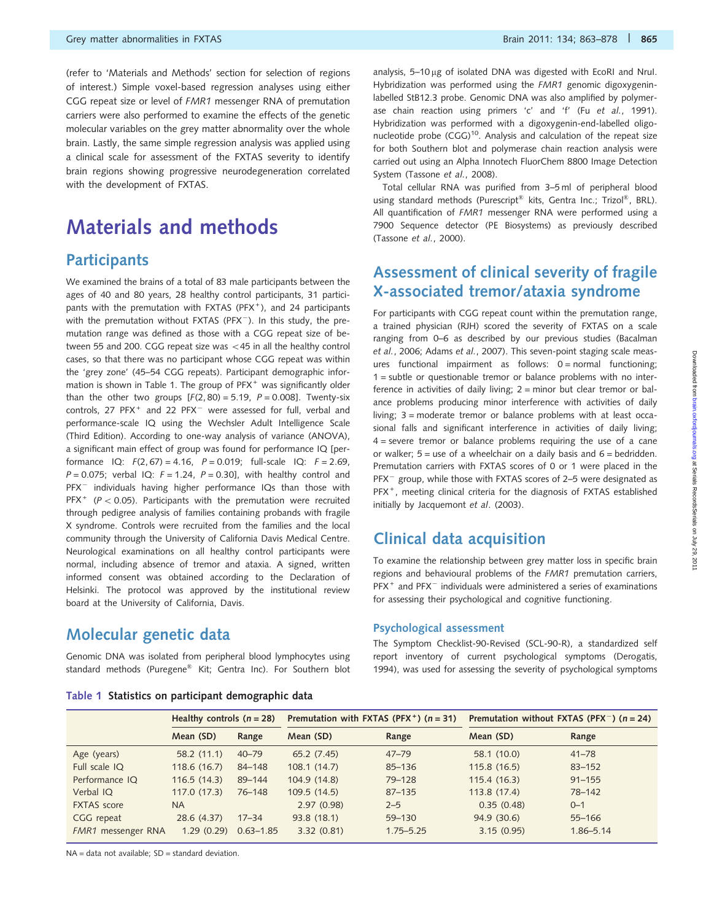(refer to 'Materials and Methods' section for selection of regions of interest.) Simple voxel-based regression analyses using either CGG repeat size or level of *FMR1* messenger RNA of premutation carriers were also performed to examine the effects of the genetic molecular variables on the grey matter abnormality over the whole brain. Lastly, the same simple regression analysis was applied using a clinical scale for assessment of the FXTAS severity to identify brain regions showing progressive neurodegeneration correlated with the development of FXTAS.

# Materials and methods

## Participants

We examined the brains of a total of 83 male participants between the ages of 40 and 80 years, 28 healthy control participants, 31 participants with the premutation with FXTAS (PFX$^+$), and 24 participants with the premutation without FXTAS (PFX$^-$). In this study, the premutation range was defined as those with a CGG repeat size of between 55 and 200. CGG repeat size was <45 in all the healthy control cases, so that there was no participant whose CGG repeat was within the 'grey zone' (45–54 CGG repeats). Participant demographic information is shown in Table 1. The group of PFX$^+$ was significantly older than the other two groups [$F(2, 80) = 5.19$, $P = 0.008$]. Twenty-six controls, 27 PFX$^+$ and 22 PFX$^-$ were assessed for full, verbal and performance-scale IQ using the Wechsler Adult Intelligence Scale (Third Edition). According to one-way analysis of variance (ANOVA), a significant main effect of group was found for performance IQ [performance IQ: $F(2, 67) = 4.16$, $P = 0.019$; full-scale IQ: $F = 2.69$, $P = 0.075$; verbal IQ: $F = 1.24$, $P = 0.30$], with healthy control and PFX$^-$ individuals having higher performance IQs than those with PFX$^+$ ($P < 0.05$). Participants with the premutation were recruited through pedigree analysis of families containing probands with fragile X syndrome. Controls were recruited from the families and the local community through the University of California Davis Medical Centre. Neurological examinations on all healthy control participants were normal, including absence of tremor and ataxia. A signed, written informed consent was obtained according to the Declaration of Helsinki. The protocol was approved by the institutional review board at the University of California, Davis.

## Molecular genetic data

Genomic DNA was isolated from peripheral blood lymphocytes using standard methods (Puregene® Kit; Gentra Inc). For Southern blot analysis, 5–10 μg of isolated DNA was digested with EcoRI and NruI. Hybridization was performed using the *FMR1* genomic digoxygenin-labelled StB12.3 probe. Genomic DNA was also amplified by polymerase chain reaction using primers 'c' and 'f' (Fu *et al.*, 1991). Hybridization was performed with a digoxygenin-end-labelled oligonucleotide probe $(CGG)^{10}$. Analysis and calculation of the repeat size for both Southern blot and polymerase chain reaction analysis were carried out using an Alpha Innotech FluorChem 8800 Image Detection System (Tassone *et al.*, 2008).

Total cellular RNA was purified from 3–5 ml of peripheral blood using standard methods (Purescript® kits, Gentra Inc.; Trizol®, BRL). All quantification of *FMR1* messenger RNA were performed using a 7900 Sequence detector (PE Biosystems) as previously described (Tassone *et al.*, 2000).

## Assessment of clinical severity of fragile X-associated tremor/ataxia syndrome

For participants with CGG repeat count within the premutation range, a trained physician (RJH) scored the severity of FXTAS on a scale ranging from 0–6 as described by our previous studies (Bacalman *et al.*, 2006; Adams *et al.*, 2007). This seven-point staging scale measures functional impairment as follows: 0 = normal functioning; 1 = subtle or questionable tremor or balance problems with no interference in activities of daily living; 2 = minor but clear tremor or balance problems producing minor interference with activities of daily living; 3 = moderate tremor or balance problems with at least occasional falls and significant interference in activities of daily living; 4 = severe tremor or balance problems requiring the use of a cane or walker; 5 = use of a wheelchair on a daily basis and 6 = bedridden. Premutation carriers with FXTAS scores of 0 or 1 were placed in the PFX$^-$ group, while those with FXTAS scores of 2–5 were designated as PFX$^+$, meeting clinical criteria for the diagnosis of FXTAS established initially by Jacquemont *et al*. (2003).

## Clinical data acquisition

To examine the relationship between grey matter loss in specific brain regions and behavioural problems of the *FMR1* premutation carriers, PFX$^+$ and PFX$^-$ individuals were administered a series of examinations for assessing their psychological and cognitive functioning.

### Psychological assessment

The Symptom Checklist-90-Revised (SCL-90-R), a standardized self report inventory of current psychological symptoms (Derogatis, 1994), was used for assessing the severity of psychological symptoms

**Table 1 Statistics on participant demographic data**

| | Healthy controls (n = 28) | | Premutation with FXTAS (PFX$^+$) (n = 31) | | Premutation without FXTAS (PFX$^-$) (n = 24) | |
|---|---|---|---|---|---|---|
| | Mean (SD) | Range | Mean (SD) | Range | Mean (SD) | Range |
| Age (years) | 58.2 (11.1) | 40–79 | 65.2 (7.45) | 47–79 | 58.1 (10.0) | 41–78 |
| Full scale IQ | 118.6 (16.7) | 84–148 | 108.1 (14.7) | 85–136 | 115.8 (16.5) | 83–152 |
| Performance IQ | 116.5 (14.3) | 89–144 | 104.9 (14.8) | 79–128 | 115.4 (16.3) | 91–155 |
| Verbal IQ | 117.0 (17.3) | 76–148 | 109.5 (14.5) | 87–135 | 113.8 (17.4) | 78–142 |
| FXTAS score | NA | | 2.97 (0.98) | 2–5 | 0.35 (0.48) | 0–1 |
| CGG repeat | 28.6 (4.37) | 17–34 | 93.8 (18.1) | 59–130 | 94.9 (30.6) | 55–166 |
| *FMR1* messenger RNA | 1.29 (0.29) | 0.63–1.85 | 3.32 (0.81) | 1.75–5.25 | 3.15 (0.95) | 1.86–5.14 |

NA = data not available; SD = standard deviation.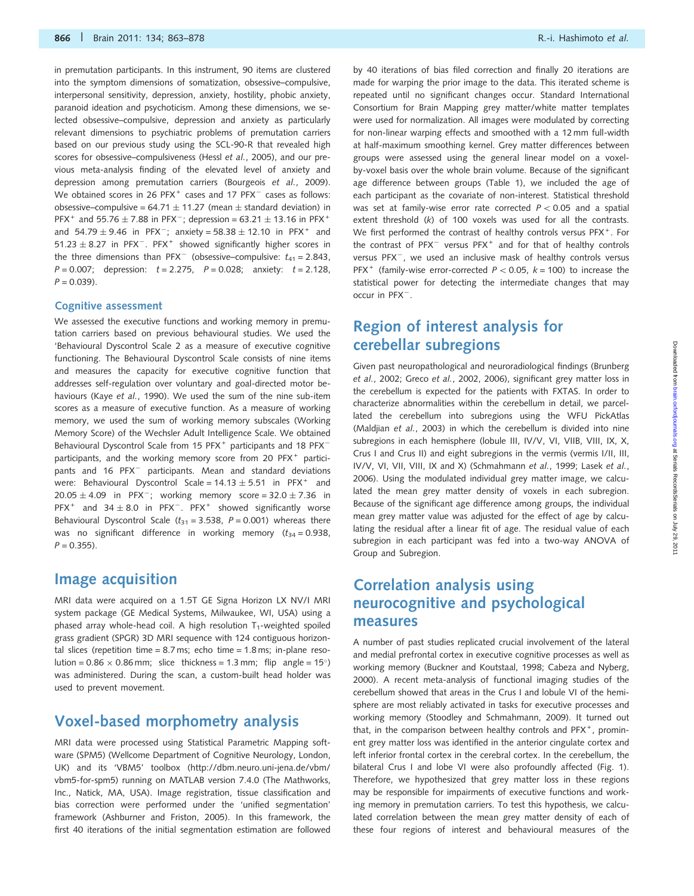in premutation participants. In this instrument, 90 items are clustered into the symptom dimensions of somatization, obsessive–compulsive, interpersonal sensitivity, depression, anxiety, hostility, phobic anxiety, paranoid ideation and psychoticism. Among these dimensions, we selected obsessive–compulsive, depression and anxiety as particularly relevant dimensions to psychiatric problems of premutation carriers based on our previous study using the SCL-90-R that revealed high scores for obsessive–compulsiveness (Hessl *et al.*, 2005), and our previous meta-analysis finding of the elevated level of anxiety and depression among premutation carriers (Bourgeois *et al.*, 2009). We obtained scores in 26 PFX$^+$ cases and 17 PFX$^-$ cases as follows: obsessive–compulsive = 64.71 $\pm$ 11.27 (mean $\pm$ standard deviation) in PFX$^+$ and 55.76 $\pm$ 7.88 in PFX$^-$; depression = 63.21 $\pm$ 13.16 in PFX$^+$ and 54.79 $\pm$ 9.46 in PFX$^-$; anxiety = 58.38 $\pm$ 12.10 in PFX$^+$ and 51.23 $\pm$ 8.27 in PFX$^-$. PFX$^+$ showed significantly higher scores in the three dimensions than PFX$^-$ (obsessive–compulsive: $t_{41}$ = 2.843, $P$ = 0.007; depression: $t$ = 2.275, $P$ = 0.028; anxiety: $t$ = 2.128, $P$ = 0.039).

### Cognitive assessment

We assessed the executive functions and working memory in premutation carriers based on previous behavioural studies. We used the 'Behavioural Dyscontrol Scale 2 as a measure of executive cognitive functioning. The Behavioural Dyscontrol Scale consists of nine items and measures the capacity for executive cognitive function that addresses self-regulation over voluntary and goal-directed motor behaviours (Kaye *et al.*, 1990). We used the sum of the nine sub-item scores as a measure of executive function. As a measure of working memory, we used the sum of working memory subscales (Working Memory Score) of the Wechsler Adult Intelligence Scale. We obtained Behavioural Dyscontrol Scale from 15 PFX$^+$ participants and 18 PFX$^-$ participants, and the working memory score from 20 PFX$^+$ participants and 16 PFX$^-$ participants. Mean and standard deviations were: Behavioural Dyscontrol Scale = 14.13 $\pm$ 5.51 in PFX$^+$ and 20.05 $\pm$ 4.09 in PFX$^-$; working memory score = 32.0 $\pm$ 7.36 in PFX$^+$ and 34 $\pm$ 8.0 in PFX$^-$. PFX$^+$ showed significantly worse Behavioural Dyscontrol Scale ($t_{31}$ = 3.538, $P$ = 0.001) whereas there was no significant difference in working memory ($t_{34}$ = 0.938, $P$ = 0.355).

## Image acquisition

MRI data were acquired on a 1.5T GE Signa Horizon LX NV/I MRI system package (GE Medical Systems, Milwaukee, WI, USA) using a phased array whole-head coil. A high resolution T$_1$-weighted spoiled grass gradient (SPGR) 3D MRI sequence with 124 contiguous horizontal slices (repetition time = 8.7 ms; echo time = 1.8 ms; in-plane resolution = 0.86 $\times$ 0.86 mm; slice thickness = 1.3 mm; flip angle = 15°) was administered. During the scan, a custom-built head holder was used to prevent movement.

## Voxel-based morphometry analysis

MRI data were processed using Statistical Parametric Mapping software (SPM5) (Wellcome Department of Cognitive Neurology, London, UK) and its 'VBM5' toolbox (http://dbm.neuro.uni-jena.de/vbm/vbm5-for-spm5) running on MATLAB version 7.4.0 (The Mathworks, Inc., Natick, MA, USA). Image registration, tissue classification and bias correction were performed under the 'unified segmentation' framework (Ashburner and Friston, 2005). In this framework, the first 40 iterations of the initial segmentation estimation are followed by 40 iterations of bias filed correction and finally 20 iterations are made for warping the prior image to the data. This iterated scheme is repeated until no significant changes occur. Standard International Consortium for Brain Mapping grey matter/white matter templates were used for normalization. All images were modulated by correcting for non-linear warping effects and smoothed with a 12 mm full-width at half-maximum smoothing kernel. Grey matter differences between groups were assessed using the general linear model on a voxel-by-voxel basis over the whole brain volume. Because of the significant age difference between groups (Table 1), we included the age of each participant as the covariate of non-interest. Statistical threshold was set at family-wise error rate corrected $P < 0.05$ and a spatial extent threshold ($k$) of 100 voxels was used for all the contrasts. We first performed the contrast of healthy controls versus PFX$^+$. For the contrast of PFX$^-$ versus PFX$^+$ and for that of healthy controls versus PFX$^-$, we used an inclusive mask of healthy controls versus PFX$^+$ (family-wise error-corrected $P < 0.05$, $k$ = 100) to increase the statistical power for detecting the intermediate changes that may occur in PFX$^-$.

## Region of interest analysis for cerebellar subregions

Given past neuropathological and neuroradiological findings (Brunberg *et al.*, 2002; Greco *et al.*, 2002, 2006), significant grey matter loss in the cerebellum is expected for the patients with FXTAS. In order to characterize abnormalities within the cerebellum in detail, we parcellated the cerebellum into subregions using the WFU PickAtlas (Maldjian *et al.*, 2003) in which the cerebellum is divided into nine subregions in each hemisphere (lobule III, IV/V, VI, VIIB, VIII, IX, X, Crus I and Crus II) and eight subregions in the vermis (vermis I/II, III, IV/V, VI, VII, VIII, IX and X) (Schmahmann *et al.*, 1999; Lasek *et al.*, 2006). Using the modulated individual grey matter image, we calculated the mean grey matter density of voxels in each subregion. Because of the significant age difference among groups, the individual mean grey matter value was adjusted for the effect of age by calculating the residual after a linear fit of age. The residual value of each subregion in each participant was fed into a two-way ANOVA of Group and Subregion.

## Correlation analysis using neurocognitive and psychological measures

A number of past studies replicated crucial involvement of the lateral and medial prefrontal cortex in executive cognitive processes as well as working memory (Buckner and Koutstaal, 1998; Cabeza and Nyberg, 2000). A recent meta-analysis of functional imaging studies of the cerebellum showed that areas in the Crus I and lobule VI of the hemisphere are most reliably activated in tasks for executive processes and working memory (Stoodley and Schmahmann, 2009). It turned out that, in the comparison between healthy controls and PFX$^+$, prominent grey matter loss was identified in the anterior cingulate cortex and left inferior frontal cortex in the cerebral cortex. In the cerebellum, the bilateral Crus I and lobe VI were also profoundly affected (Fig. 1). Therefore, we hypothesized that grey matter loss in these regions may be responsible for impairments of executive functions and working memory in premutation carriers. To test this hypothesis, we calculated correlation between the mean grey matter density of each of these four regions of interest and behavioural measures of the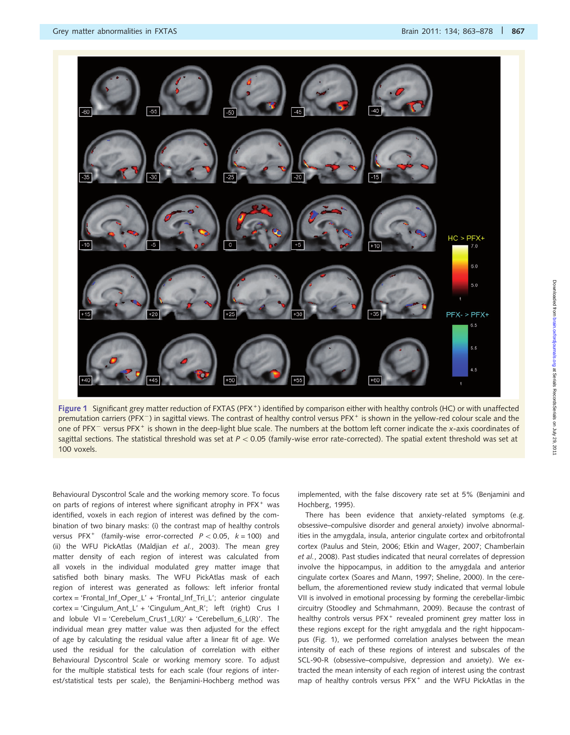Figure 1 Significant grey matter reduction of FXTAS ($PFX^+$) identified by comparison either with healthy controls (HC) or with unaffected premutation carriers ($PFX^-$) in sagittal views. The contrast of healthy control versus $PFX^+$ is shown in the yellow-red colour scale and the one of $PFX^-$ versus $PFX^+$ is shown in the deep-light blue scale. The numbers at the bottom left corner indicate the *x*-axis coordinates of sagittal sections. The statistical threshold was set at $P < 0.05$ (family-wise error rate-corrected). The spatial extent threshold was set at 100 voxels.

Behavioural Dyscontrol Scale and the working memory score. To focus on parts of regions of interest where significant atrophy in $PFX^+$ was identified, voxels in each region of interest was defined by the combination of two binary masks: (i) the contrast map of healthy controls versus $PFX^+$ (family-wise error-corrected $P < 0.05$, $k = 100$) and (ii) the WFU PickAtlas (Maldjian *et al.*, 2003). The mean grey matter density of each region of interest was calculated from all voxels in the individual modulated grey matter image that satisfied both binary masks. The WFU PickAtlas mask of each region of interest was generated as follows: left inferior frontal cortex = 'Frontal_Inf_Oper_L' + 'Frontal_Inf_Tri_L'; anterior cingulate cortex = 'Cingulum_Ant_L' + 'Cingulum_Ant_R'; left (right) Crus I and lobule VI = 'Cerebelum_Crus1_L(R)' + 'Cerebellum_6_L(R)'. The individual mean grey matter value was then adjusted for the effect of age by calculating the residual value after a linear fit of age. We used the residual for the calculation of correlation with either Behavioural Dyscontrol Scale or working memory score. To adjust for the multiple statistical tests for each scale (four regions of interest/statistical tests per scale), the Benjamini-Hochberg method was implemented, with the false discovery rate set at 5% (Benjamini and Hochberg, 1995).

There has been evidence that anxiety-related symptoms (e.g. obsessive–compulsive disorder and general anxiety) involve abnormalities in the amygdala, insula, anterior cingulate cortex and orbitofrontal cortex (Paulus and Stein, 2006; Etkin and Wager, 2007; Chamberlain *et al.*, 2008). Past studies indicated that neural correlates of depression involve the hippocampus, in addition to the amygdala and anterior cingulate cortex (Soares and Mann, 1997; Sheline, 2000). In the cerebellum, the aforementioned review study indicated that vermal lobule VII is involved in emotional processing by forming the cerebellar-limbic circuitry (Stoodley and Schmahmann, 2009). Because the contrast of healthy controls versus $PFX^+$ revealed prominent grey matter loss in these regions except for the right amygdala and the right hippocampus (Fig. 1), we performed correlation analyses between the mean intensity of each of these regions of interest and subscales of the SCL-90-R (obsessive–compulsive, depression and anxiety). We extracted the mean intensity of each region of interest using the contrast map of healthy controls versus $PFX^+$ and the WFU PickAtlas in the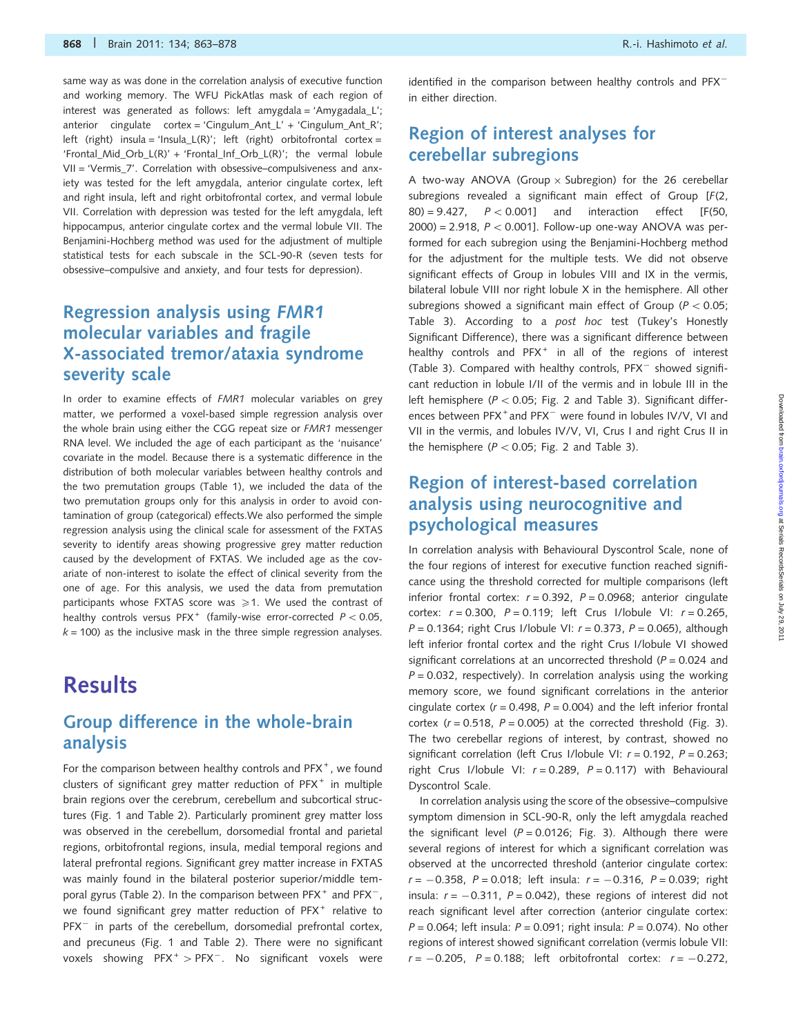same way as was done in the correlation analysis of executive function and working memory. The WFU PickAtlas mask of each region of interest was generated as follows: left amygdala = 'Amygdala_L'; anterior cingulate cortex = 'Cingulum_Ant_L' + 'Cingulum_Ant_R'; left (right) insula = 'Insula_L(R)'; left (right) orbitofrontal cortex = 'Frontal_Mid_Orb_L(R)' + 'Frontal_Inf_Orb_L(R)'; the vermal lobule VII = 'Vermis_7'. Correlation with obsessive–compulsiveness and anxiety was tested for the left amygdala, anterior cingulate cortex, left and right insula, left and right orbitofrontal cortex, and vermal lobule VII. Correlation with depression was tested for the left amygdala, left hippocampus, anterior cingulate cortex and the vermal lobule VII. The Benjamini-Hochberg method was used for the adjustment of multiple statistical tests for each subscale in the SCL-90-R (seven tests for obsessive–compulsive and anxiety, and four tests for depression).

## Regression analysis using *FMR1* molecular variables and fragile X-associated tremor/ataxia syndrome severity scale

In order to examine effects of *FMR1* molecular variables on grey matter, we performed a voxel-based simple regression analysis over the whole brain using either the CGG repeat size or *FMR1* messenger RNA level. We included the age of each participant as the 'nuisance' covariate in the model. Because there is a systematic difference in the distribution of both molecular variables between healthy controls and the two premutation groups (Table 1), we included the data of the two premutation groups only for this analysis in order to avoid contamination of group (categorical) effects.We also performed the simple regression analysis using the clinical scale for assessment of the FXTAS severity to identify areas showing progressive grey matter reduction caused by the development of FXTAS. We included age as the covariate of non-interest to isolate the effect of clinical severity from the one of age. For this analysis, we used the data from premutation participants whose FXTAS score was $\geqslant 1$. We used the contrast of healthy controls versus PFX$^+$ (family-wise error-corrected $P < 0.05$, $k = 100$) as the inclusive mask in the three simple regression analyses.

# Results

## Group difference in the whole-brain analysis

For the comparison between healthy controls and PFX$^+$, we found clusters of significant grey matter reduction of PFX$^+$ in multiple brain regions over the cerebrum, cerebellum and subcortical structures (Fig. 1 and Table 2). Particularly prominent grey matter loss was observed in the cerebellum, dorsomedial frontal and parietal regions, orbitofrontal regions, insula, medial temporal regions and lateral prefrontal regions. Significant grey matter increase in FXTAS was mainly found in the bilateral posterior superior/middle temporal gyrus (Table 2). In the comparison between PFX$^+$ and PFX$^-$, we found significant grey matter reduction of PFX$^+$ relative to PFX$^-$ in parts of the cerebellum, dorsomedial prefrontal cortex, and precuneus (Fig. 1 and Table 2). There were no significant voxels showing PFX$^+$ > PFX$^-$. No significant voxels were identified in the comparison between healthy controls and PFX$^-$ in either direction.

## Region of interest analyses for cerebellar subregions

A two-way ANOVA (Group × Subregion) for the 26 cerebellar subregions revealed a significant main effect of Group [$F(2, 80) = 9.427$, $P < 0.001$] and interaction effect [$F(50, 2000) = 2.918$, $P < 0.001$]. Follow-up one-way ANOVA was performed for each subregion using the Benjamini-Hochberg method for the adjustment for the multiple tests. We did not observe significant effects of Group in lobules VIII and IX in the vermis, bilateral lobule VIII nor right lobule X in the hemisphere. All other subregions showed a significant main effect of Group ($P < 0.05$; Table 3). According to a *post hoc* test (Tukey's Honestly Significant Difference), there was a significant difference between healthy controls and PFX$^+$ in all of the regions of interest (Table 3). Compared with healthy controls, PFX$^-$ showed significant reduction in lobule I/II of the vermis and in lobule III in the left hemisphere ($P < 0.05$; Fig. 2 and Table 3). Significant differences between PFX$^+$ and PFX$^-$ were found in lobules IV/V, VI and VII in the vermis, and lobules IV/V, VI, Crus I and right Crus II in the hemisphere ($P < 0.05$; Fig. 2 and Table 3).

## Region of interest-based correlation analysis using neurocognitive and psychological measures

In correlation analysis with Behavioural Dyscontrol Scale, none of the four regions of interest for executive function reached significance using the threshold corrected for multiple comparisons (left inferior frontal cortex: $r = 0.392$, $P = 0.0968$; anterior cingulate cortex: $r = 0.300$, $P = 0.119$; left Crus I/lobule VI: $r = 0.265$, $P = 0.1364$; right Crus I/lobule VI: $r = 0.373$, $P = 0.065$), although left inferior frontal cortex and the right Crus I/lobule VI showed significant correlations at an uncorrected threshold ($P = 0.024$ and $P = 0.032$, respectively). In correlation analysis using the working memory score, we found significant correlations in the anterior cingulate cortex ($r = 0.498$, $P = 0.004$) and the left inferior frontal cortex ($r = 0.518$, $P = 0.005$) at the corrected threshold (Fig. 3). The two cerebellar regions of interest, by contrast, showed no significant correlation (left Crus I/lobule VI: $r = 0.192$, $P = 0.263$; right Crus I/lobule VI: $r = 0.289$, $P = 0.117$) with Behavioural Dyscontrol Scale.

In correlation analysis using the score of the obsessive–compulsive symptom dimension in SCL-90-R, only the left amygdala reached the significant level ($P = 0.0126$; Fig. 3). Although there were several regions of interest for which a significant correlation was observed at the uncorrected threshold (anterior cingulate cortex: $r = -0.358$, $P = 0.018$; left insula: $r = -0.316$, $P = 0.039$; right insula: $r = -0.311$, $P = 0.042$), these regions of interest did not reach significant level after correction (anterior cingulate cortex: $P = 0.064$; left insula: $P = 0.091$; right insula: $P = 0.074$). No other regions of interest showed significant correlation (vermis lobule VII: $r = -0.205$, $P = 0.188$; left orbitofrontal cortex: $r = -0.272$,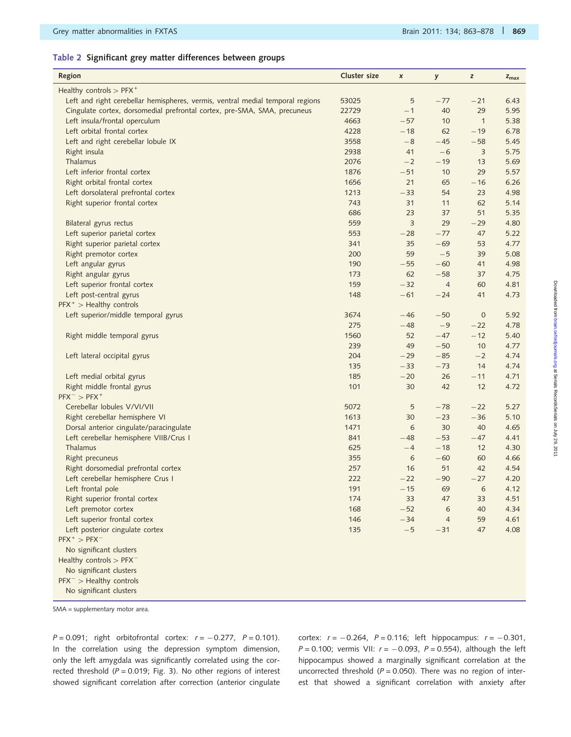**Table 2 Significant grey matter differences between groups**

| Region | Cluster size | x | y | z | $z_{max}$ |
|---|---|---|---|---|---|
| Healthy controls > PFX⁺ | | | | | |
| Left and right cerebellar hemispheres, vermis, ventral medial temporal regions | 53025 | 5 | −77 | −21 | 6.43 |
| Cingulate cortex, dorsomedial prefrontal cortex, pre-SMA, SMA, precuneus | 22729 | −1 | 40 | 29 | 5.95 |
| Left insula/frontal operculum | 4663 | −57 | 10 | 1 | 5.38 |
| Left orbital frontal cortex | 4228 | −18 | 62 | −19 | 6.78 |
| Left and right cerebellar lobule IX | 3558 | −8 | −45 | −58 | 5.45 |
| Right insula | 2938 | 41 | −6 | 3 | 5.75 |
| Thalamus | 2076 | −2 | −19 | 13 | 5.69 |
| Left inferior frontal cortex | 1876 | −51 | 10 | 29 | 5.57 |
| Right orbital frontal cortex | 1656 | 21 | 65 | −16 | 6.26 |
| Left dorsolateral prefrontal cortex | 1213 | −33 | 54 | 23 | 4.98 |
| Right superior frontal cortex | 743 | 31 | 11 | 62 | 5.14 |
| | 686 | 23 | 37 | 51 | 5.35 |
| Bilateral gyrus rectus | 559 | 3 | 29 | −29 | 4.80 |
| Left superior parietal cortex | 553 | −28 | −77 | 47 | 5.22 |
| Right superior parietal cortex | 341 | 35 | −69 | 53 | 4.77 |
| Right premotor cortex | 200 | 59 | −5 | 39 | 5.08 |
| Left angular gyrus | 190 | −55 | −60 | 41 | 4.98 |
| Right angular gyrus | 173 | 62 | −58 | 37 | 4.75 |
| Left superior frontal cortex | 159 | −32 | 4 | 60 | 4.81 |
| Left post-central gyrus | 148 | −61 | −24 | 41 | 4.73 |
| PFX⁺ > Healthy controls | | | | | |
| Left superior/middle temporal gyrus | 3674 | −46 | −50 | 0 | 5.92 |
| | 275 | −48 | −9 | −22 | 4.78 |
| Right middle temporal gyrus | 1560 | 52 | −47 | −12 | 5.40 |
| | 239 | 49 | −50 | 10 | 4.77 |
| Left lateral occipital gyrus | 204 | −29 | −85 | −2 | 4.74 |
| | 135 | −33 | −73 | 14 | 4.74 |
| Left medial orbital gyrus | 185 | −20 | 26 | −11 | 4.71 |
| Right middle frontal gyrus | 101 | 30 | 42 | 12 | 4.72 |
| PFX⁻ > PFX⁺ | | | | | |
| Cerebellar lobules V/VI/VII | 5072 | 5 | −78 | −22 | 5.27 |
| Right cerebellar hemisphere VI | 1613 | 30 | −23 | −36 | 5.10 |
| Dorsal anterior cingulate/paracingulate | 1471 | 6 | 30 | 40 | 4.65 |
| Left cerebellar hemisphere VIIB/Crus I | 841 | −48 | −53 | −47 | 4.41 |
| Thalamus | 625 | −4 | −18 | 12 | 4.30 |
| Right precuneus | 355 | 6 | −60 | 60 | 4.66 |
| Right dorsomedial prefrontal cortex | 257 | 16 | 51 | 42 | 4.54 |
| Left cerebellar hemisphere Crus I | 222 | −22 | −90 | −27 | 4.20 |
| Left frontal pole | 191 | −15 | 69 | 6 | 4.12 |
| Right superior frontal cortex | 174 | 33 | 47 | 33 | 4.51 |
| Left premotor cortex | 168 | −52 | 6 | 40 | 4.34 |
| Left superior frontal cortex | 146 | −34 | 4 | 59 | 4.61 |
| Left posterior cingulate cortex | 135 | −5 | −31 | 47 | 4.08 |
| PFX⁺ > PFX⁻ | | | | | |
| No significant clusters | | | | | |
| Healthy controls > PFX⁻ | | | | | |
| No significant clusters | | | | | |
| PFX⁻ > Healthy controls | | | | | |
| No significant clusters | | | | | |

SMA = supplementary motor area.

$P = 0.091$; right orbitofrontal cortex: $r = -0.277$, $P = 0.101$). In the correlation using the depression symptom dimension, only the left amygdala was significantly correlated using the corrected threshold ($P = 0.019$; Fig. 3). No other regions of interest showed significant correlation after correction (anterior cingulate cortex: $r = -0.264$, $P = 0.116$; left hippocampus: $r = -0.301$, $P = 0.100$; vermis VII: $r = -0.093$, $P = 0.554$), although the left hippocampus showed a marginally significant correlation at the uncorrected threshold ($P = 0.050$). There was no region of interest that showed a significant correlation with anxiety after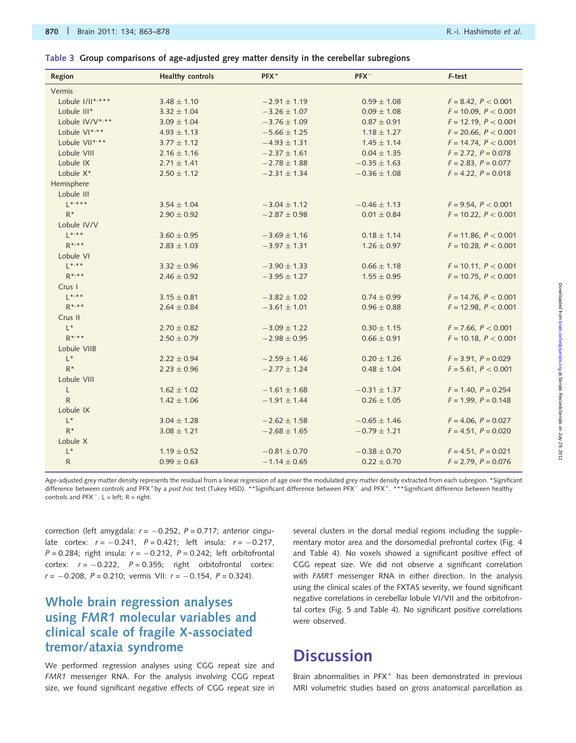**Table 3 Group comparisons of age-adjusted grey matter density in the cerebellar subregions**

| Region | Healthy controls | PFX+ | PFX− | F-test |
|---|---|---|---|---|
| Vermis | | | | |
| Lobule I/II*,*** | 3.48 ± 1.10 | −2.91 ± 1.19 | 0.59 ± 1.08 | $F = 8.42$, $P < 0.001$ |
| Lobule III* | 3.32 ± 1.04 | −3.26 ± 1.07 | 0.09 ± 1.08 | $F = 10.09$, $P < 0.001$ |
| Lobule IV/V*,** | 3.09 ± 1.04 | −3.76 ± 1.09 | 0.87 ± 0.91 | $F = 12.19$, $P < 0.001$ |
| Lobule VI*,** | 4.93 ± 1.13 | −5.66 ± 1.25 | 1.18 ± 1.27 | $F = 20.66$, $P < 0.001$ |
| Lobule VII*,** | 3.77 ± 1.12 | −4.93 ± 1.31 | 1.45 ± 1.14 | $F = 14.74$, $P < 0.001$ |
| Lobule VIII | 2.16 ± 1.16 | −2.37 ± 1.61 | 0.04 ± 1.35 | $F = 2.72$, $P = 0.078$ |
| Lobule IX | 2.71 ± 1.41 | −2.78 ± 1.88 | −0.35 ± 1.63 | $F = 2.83$, $P = 0.077$ |
| Lobule X* | 2.50 ± 1.12 | −2.31 ± 1.34 | −0.36 ± 1.08 | $F = 4.22$, $P = 0.018$ |
| Hemisphere | | | | |
| Lobule III | | | | |
| L*,*** | 3.54 ± 1.04 | −3.04 ± 1.12 | −0.46 ± 1.13 | $F = 9.54$, $P < 0.001$ |
| R* | 2.90 ± 0.92 | −2.87 ± 0.98 | 0.01 ± 0.84 | $F = 10.22$, $P < 0.001$ |
| Lobule IV/V | | | | |
| L*,** | 3.60 ± 0.95 | −3.69 ± 1.16 | 0.18 ± 1.14 | $F = 11.86$, $P < 0.001$ |
| R*,** | 2.83 ± 1.03 | −3.97 ± 1.31 | 1.26 ± 0.97 | $F = 10.28$, $P < 0.001$ |
| Lobule VI | | | | |
| L*,** | 3.32 ± 0.96 | −3.90 ± 1.33 | 0.66 ± 1.18 | $F = 10.11$, $P < 0.001$ |
| R*,** | 2.46 ± 0.92 | −3.95 ± 1.27 | 1.55 ± 0.95 | $F = 10.75$, $P < 0.001$ |
| Crus I | | | | |
| L*,** | 3.15 ± 0.81 | −3.82 ± 1.02 | 0.74 ± 0.99 | $F = 14.76$, $P < 0.001$ |
| R*,** | 2.64 ± 0.84 | −3.61 ± 1.01 | 0.96 ± 0.88 | $F = 12.98$, $P < 0.001$ |
| Crus II | | | | |
| L* | 2.70 ± 0.82 | −3.09 ± 1.22 | 0.30 ± 1.15 | $F = 7.66$, $P < 0.001$ |
| R*,** | 2.50 ± 0.79 | −2.98 ± 0.95 | 0.66 ± 0.91 | $F = 10.18$, $P < 0.001$ |
| Lobule VIIB | | | | |
| L* | 2.22 ± 0.94 | −2.59 ± 1.46 | 0.20 ± 1.26 | $F = 3.91$, $P = 0.029$ |
| R* | 2.23 ± 0.96 | −2.77 ± 1.24 | 0.48 ± 1.04 | $F = 5.61$, $P < 0.001$ |
| Lobule VIII | | | | |
| L | 1.62 ± 1.02 | −1.61 ± 1.68 | −0.31 ± 1.37 | $F = 1.40$, $P = 0.254$ |
| R | 1.42 ± 1.06 | −1.91 ± 1.44 | 0.26 ± 1.05 | $F = 1.99$, $P = 0.148$ |
| Lobule IX | | | | |
| L* | 3.04 ± 1.28 | −2.62 ± 1.58 | −0.65 ± 1.46 | $F = 4.06$, $P = 0.027$ |
| R* | 3.08 ± 1.21 | −2.68 ± 1.65 | −0.79 ± 1.21 | $F = 4.51$, $P = 0.020$ |
| Lobule X | | | | |
| L* | 1.19 ± 0.52 | −0.81 ± 0.70 | −0.38 ± 0.70 | $F = 4.51$, $P = 0.021$ |
| R | 0.99 ± 0.63 | −1.14 ± 0.65 | 0.22 ± 0.70 | $F = 2.79$, $P = 0.076$ |

Age-adjusted grey matter density represents the residual from a linear regression of age over the modulated grey matter density extracted from each subregion. *Significant difference between controls and PFX+ by a *post hoc* test (Tukey HSD). **Significant difference between PFX− and PFX+. ***Significant difference between healthy controls and PFX−. L = left; R = right.

correction (left amygdala: $r = -0.252$, $P = 0.717$; anterior cingulate cortex: $r = -0.241$, $P = 0.421$; left insula: $r = -0.217$, $P = 0.284$; right insula: $r = -0.212$, $P = 0.242$; left orbitofrontal cortex: $r = -0.222$, $P = 0.355$; right orbitofrontal cortex: $r = -0.208$, $P = 0.210$; vermis VII: $r = -0.154$, $P = 0.324$).

## Whole brain regression analyses using *FMR1* molecular variables and clinical scale of fragile X-associated tremor/ataxia syndrome

We performed regression analyses using CGG repeat size and *FMR1* messenger RNA. For the analysis involving CGG repeat size, we found significant negative effects of CGG repeat size in several clusters in the dorsal medial regions including the supplementary motor area and the dorsomedial prefrontal cortex (Fig. 4 and Table 4). No voxels showed a significant positive effect of CGG repeat size. We did not observe a significant correlation with *FMR1* messenger RNA in either direction. In the analysis using the clinical scales of the FXTAS severity, we found significant negative correlations in cerebellar lobule VI/VII and the orbitofrontal cortex (Fig. 5 and Table 4). No significant positive correlations were observed.

# Discussion

Brain abnormalities in PFX+ has been demonstrated in previous MRI volumetric studies based on gross anatomical parcellation as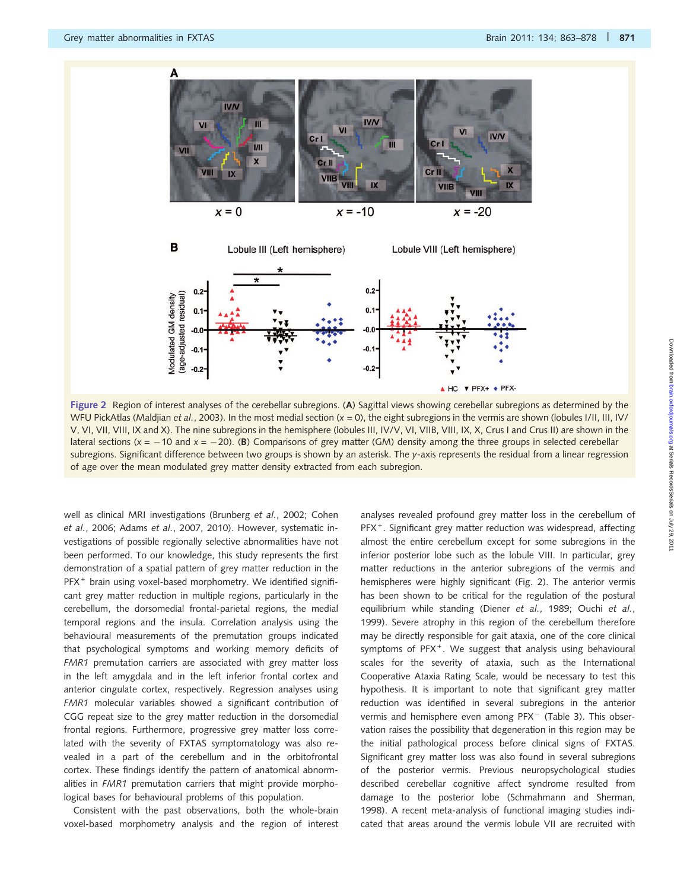Figure 2 Region of interest analyses of the cerebellar subregions. (A) Sagittal views showing cerebellar subregions as determined by the WFU PickAtlas (Maldjian *et al.*, 2003). In the most medial section ($x = 0$), the eight subregions in the vermis are shown (lobules I/II, III, IV/V, VI, VII, VIII, IX and X). The nine subregions in the hemisphere (lobules III, IV/V, VI, VIIB, VIII, IX, X, Crus I and Crus II) are shown in the lateral sections ($x = -10$ and $x = -20$). (B) Comparisons of grey matter (GM) density among the three groups in selected cerebellar subregions. Significant difference between two groups is shown by an asterisk. The *y*-axis represents the residual from a linear regression of age over the mean modulated grey matter density extracted from each subregion.

well as clinical MRI investigations (Brunberg *et al.*, 2002; Cohen *et al.*, 2006; Adams *et al.*, 2007, 2010). However, systematic investigations of possible regionally selective abnormalities have not been performed. To our knowledge, this study represents the first demonstration of a spatial pattern of grey matter reduction in the PFX+ brain using voxel-based morphometry. We identified significant grey matter reduction in multiple regions, particularly in the cerebellum, the dorsomedial frontal-parietal regions, the medial temporal regions and the insula. Correlation analysis using the behavioural measurements of the premutation groups indicated that psychological symptoms and working memory deficits of *FMR1* premutation carriers are associated with grey matter loss in the left amygdala and in the left inferior frontal cortex and anterior cingulate cortex, respectively. Regression analyses using *FMR1* molecular variables showed a significant contribution of CGG repeat size to the grey matter reduction in the dorsomedial frontal regions. Furthermore, progressive grey matter loss correlated with the severity of FXTAS symptomatology was also revealed in a part of the cerebellum and in the orbitofrontal cortex. These findings identify the pattern of anatomical abnormalities in *FMR1* premutation carriers that might provide morphological bases for behavioural problems of this population.

Consistent with the past observations, both the whole-brain voxel-based morphometry analysis and the region of interest analyses revealed profound grey matter loss in the cerebellum of PFX+. Significant grey matter reduction was widespread, affecting almost the entire cerebellum except for some subregions in the inferior posterior lobe such as the lobule VIII. In particular, grey matter reductions in the anterior subregions of the vermis and hemispheres were highly significant (Fig. 2). The anterior vermis has been shown to be critical for the regulation of the postural equilibrium while standing (Diener *et al.*, 1989; Ouchi *et al.*, 1999). Severe atrophy in this region of the cerebellum therefore may be directly responsible for gait ataxia, one of the core clinical symptoms of PFX+. We suggest that analysis using behavioural scales for the severity of ataxia, such as the International Cooperative Ataxia Rating Scale, would be necessary to test this hypothesis. It is important to note that significant grey matter reduction was identified in several subregions in the anterior vermis and hemisphere even among PFX− (Table 3). This observation raises the possibility that degeneration in this region may be the initial pathological process before clinical signs of FXTAS. Significant grey matter loss was also found in several subregions of the posterior vermis. Previous neuropsychological studies described cerebellar cognitive affect syndrome resulted from damage to the posterior lobe (Schmahmann and Sherman, 1998). A recent meta-analysis of functional imaging studies indicated that areas around the vermis lobule VII are recruited with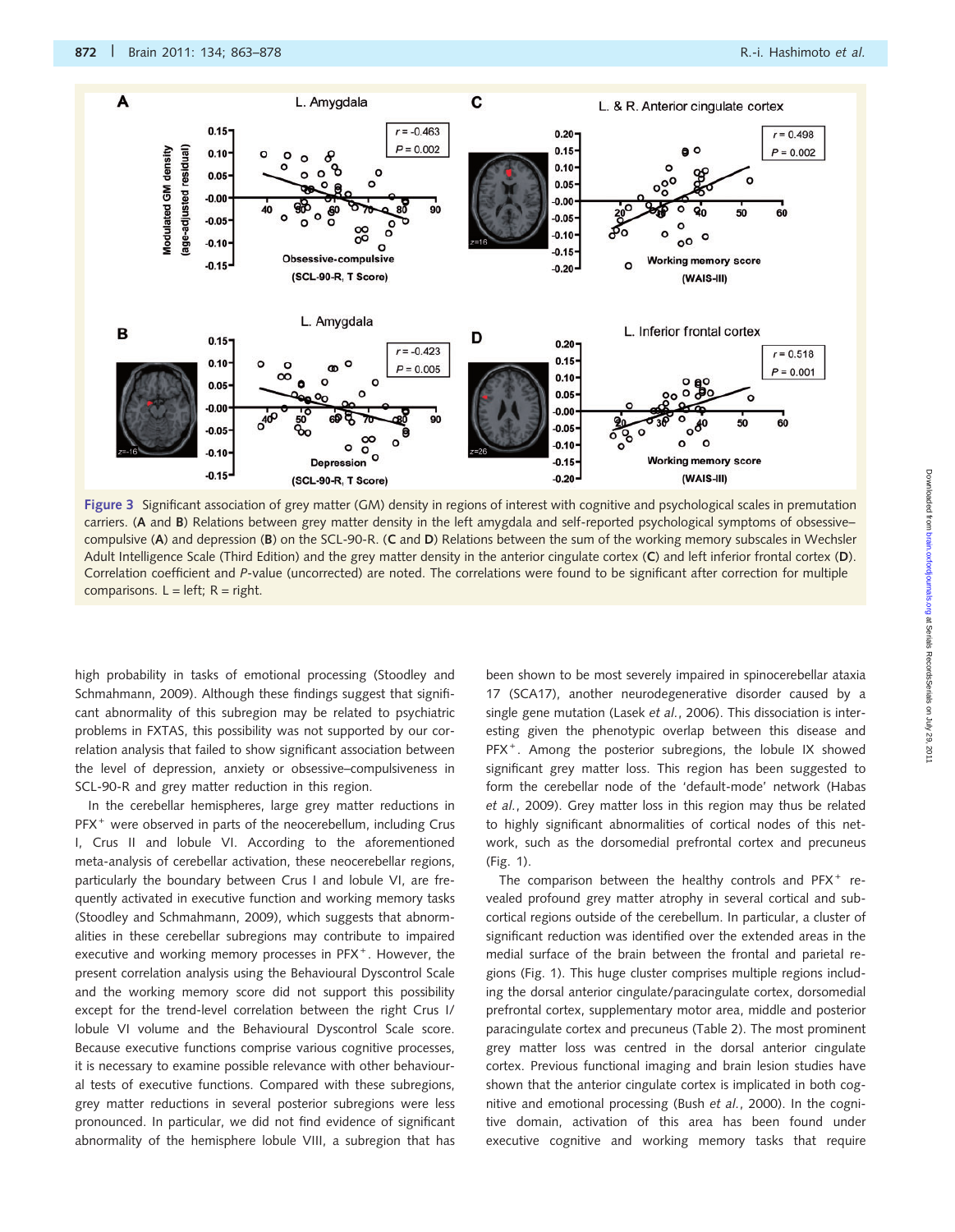Figure 3 Significant association of grey matter (GM) density in regions of interest with cognitive and psychological scales in premutation carriers. (**A** and **B**) Relations between grey matter density in the left amygdala and self-reported psychological symptoms of obsessive–compulsive (**A**) and depression (**B**) on the SCL-90-R. (**C** and **D**) Relations between the sum of the working memory subscales in Wechsler Adult Intelligence Scale (Third Edition) and the grey matter density in the anterior cingulate cortex (**C**) and left inferior frontal cortex (**D**). Correlation coefficient and *P*-value (uncorrected) are noted. The correlations were found to be significant after correction for multiple comparisons. L = left; R = right.

high probability in tasks of emotional processing (Stoodley and Schmahmann, 2009). Although these findings suggest that significant abnormality of this subregion may be related to psychiatric problems in FXTAS, this possibility was not supported by our correlation analysis that failed to show significant association between the level of depression, anxiety or obsessive–compulsiveness in SCL-90-R and grey matter reduction in this region.

In the cerebellar hemispheres, large grey matter reductions in $PFX^+$ were observed in parts of the neocerebellum, including Crus I, Crus II and lobule VI. According to the aforementioned meta-analysis of cerebellar activation, these neocerebellar regions, particularly the boundary between Crus I and lobule VI, are frequently activated in executive function and working memory tasks (Stoodley and Schmahmann, 2009), which suggests that abnormalities in these cerebellar subregions may contribute to impaired executive and working memory processes in $PFX^+$. However, the present correlation analysis using the Behavioural Dyscontrol Scale and the working memory score did not support this possibility except for the trend-level correlation between the right Crus I/lobule VI volume and the Behavioural Dyscontrol Scale score. Because executive functions comprise various cognitive processes, it is necessary to examine possible relevance with other behavioural tests of executive functions. Compared with these subregions, grey matter reductions in several posterior subregions were less pronounced. In particular, we did not find evidence of significant abnormality of the hemisphere lobule VIII, a subregion that has been shown to be most severely impaired in spinocerebellar ataxia 17 (SCA17), another neurodegenerative disorder caused by a single gene mutation (Lasek *et al.*, 2006). This dissociation is interesting given the phenotypic overlap between this disease and $PFX^+$. Among the posterior subregions, the lobule IX showed significant grey matter loss. This region has been suggested to form the cerebellar node of the 'default-mode' network (Habas *et al.*, 2009). Grey matter loss in this region may thus be related to highly significant abnormalities of cortical nodes of this network, such as the dorsomedial prefrontal cortex and precuneus (Fig. 1).

The comparison between the healthy controls and $PFX^+$ revealed profound grey matter atrophy in several cortical and subcortical regions outside of the cerebellum. In particular, a cluster of significant reduction was identified over the extended areas in the medial surface of the brain between the frontal and parietal regions (Fig. 1). This huge cluster comprises multiple regions including the dorsal anterior cingulate/paracingulate cortex, dorsomedial prefrontal cortex, supplementary motor area, middle and posterior paracingulate cortex and precuneus (Table 2). The most prominent grey matter loss was centred in the dorsal anterior cingulate cortex. Previous functional imaging and brain lesion studies have shown that the anterior cingulate cortex is implicated in both cognitive and emotional processing (Bush *et al.*, 2000). In the cognitive domain, activation of this area has been found under executive cognitive and working memory tasks that require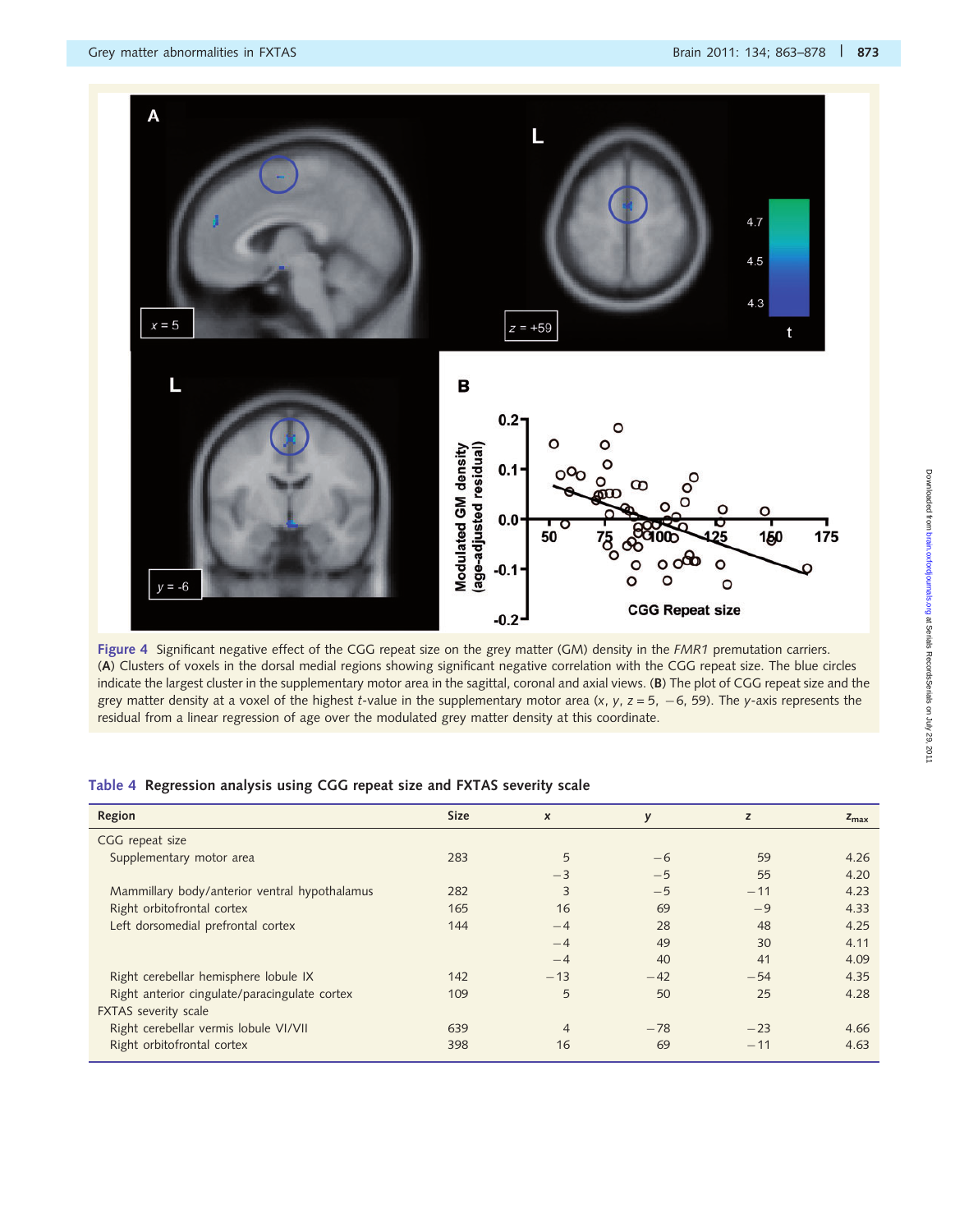**Figure 4** Significant negative effect of the CGG repeat size on the grey matter (GM) density in the *FMR1* premutation carriers. (**A**) Clusters of voxels in the dorsal medial regions showing significant negative correlation with the CGG repeat size. The blue circles indicate the largest cluster in the supplementary motor area in the sagittal, coronal and axial views. (**B**) The plot of CGG repeat size and the grey matter density at a voxel of the highest *t*-value in the supplementary motor area (*x*, *y*, *z* = 5, −6, 59). The *y*-axis represents the residual from a linear regression of age over the modulated grey matter density at this coordinate.

**Table 4** Regression analysis using CGG repeat size and FXTAS severity scale

| Region | Size | x | y | z | $z_{max}$ |
|---|---|---|---|---|---|
| CGG repeat size | | | | | |
| Supplementary motor area | 283 | 5 | −6 | 59 | 4.26 |
| | | −3 | −5 | 55 | 4.20 |
| Mammillary body/anterior ventral hypothalamus | 282 | 3 | −5 | −11 | 4.23 |
| Right orbitofrontal cortex | 165 | 16 | 69 | −9 | 4.33 |
| Left dorsomedial prefrontal cortex | 144 | −4 | 28 | 48 | 4.25 |
| | | −4 | 49 | 30 | 4.11 |
| | | −4 | 40 | 41 | 4.09 |
| Right cerebellar hemisphere lobule IX | 142 | −13 | −42 | −54 | 4.35 |
| Right anterior cingulate/paracingulate cortex | 109 | 5 | 50 | 25 | 4.28 |
| FXTAS severity scale | | | | | |
| Right cerebellar vermis lobule VI/VII | 639 | 4 | −78 | −23 | 4.66 |
| Right orbitofrontal cortex | 398 | 16 | 69 | −11 | 4.63 |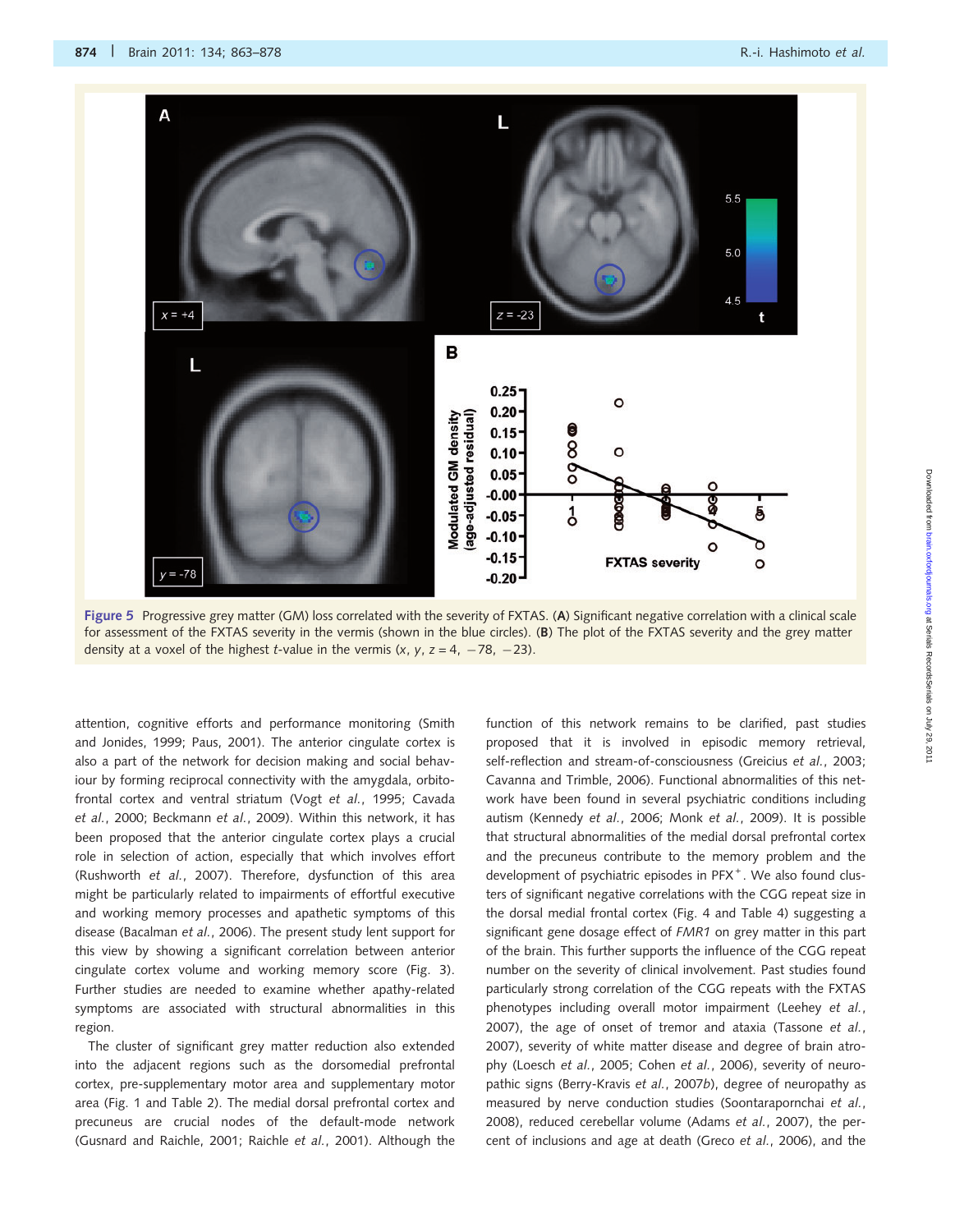**Figure 5** Progressive grey matter (GM) loss correlated with the severity of FXTAS. (**A**) Significant negative correlation with a clinical scale for assessment of the FXTAS severity in the vermis (shown in the blue circles). (**B**) The plot of the FXTAS severity and the grey matter density at a voxel of the highest *t*-value in the vermis (*x*, *y*, *z* = 4, −78, −23).

attention, cognitive efforts and performance monitoring (Smith and Jonides, 1999; Paus, 2001). The anterior cingulate cortex is also a part of the network for decision making and social behaviour by forming reciprocal connectivity with the amygdala, orbitofrontal cortex and ventral striatum (Vogt *et al.*, 1995; Cavada *et al.*, 2000; Beckmann *et al.*, 2009). Within this network, it has been proposed that the anterior cingulate cortex plays a crucial role in selection of action, especially that which involves effort (Rushworth *et al.*, 2007). Therefore, dysfunction of this area might be particularly related to impairments of effortful executive and working memory processes and apathetic symptoms of this disease (Bacalman *et al.*, 2006). The present study lent support for this view by showing a significant correlation between anterior cingulate cortex volume and working memory score (Fig. 3). Further studies are needed to examine whether apathy-related symptoms are associated with structural abnormalities in this region.

The cluster of significant grey matter reduction also extended into the adjacent regions such as the dorsomedial prefrontal cortex, pre-supplementary motor area and supplementary motor area (Fig. 1 and Table 2). The medial dorsal prefrontal cortex and precuneus are crucial nodes of the default-mode network (Gusnard and Raichle, 2001; Raichle *et al.*, 2001). Although the function of this network remains to be clarified, past studies proposed that it is involved in episodic memory retrieval, self-reflection and stream-of-consciousness (Greicius *et al.*, 2003; Cavanna and Trimble, 2006). Functional abnormalities of this network have been found in several psychiatric conditions including autism (Kennedy *et al.*, 2006; Monk *et al.*, 2009). It is possible that structural abnormalities of the medial dorsal prefrontal cortex and the precuneus contribute to the memory problem and the development of psychiatric episodes in PFX$^+$. We also found clusters of significant negative correlations with the CGG repeat size in the dorsal medial frontal cortex (Fig. 4 and Table 4) suggesting a significant gene dosage effect of *FMR1* on grey matter in this part of the brain. This further supports the influence of the CGG repeat number on the severity of clinical involvement. Past studies found particularly strong correlation of the CGG repeats with the FXTAS phenotypes including overall motor impairment (Leehey *et al.*, 2007), the age of onset of tremor and ataxia (Tassone *et al.*, 2007), severity of white matter disease and degree of brain atrophy (Loesch *et al.*, 2005; Cohen *et al.*, 2006), severity of neuropathic signs (Berry-Kravis *et al.*, 2007*b*), degree of neuropathy as measured by nerve conduction studies (Soontarapornchai *et al.*, 2008), reduced cerebellar volume (Adams *et al.*, 2007), the percent of inclusions and age at death (Greco *et al.*, 2006), and the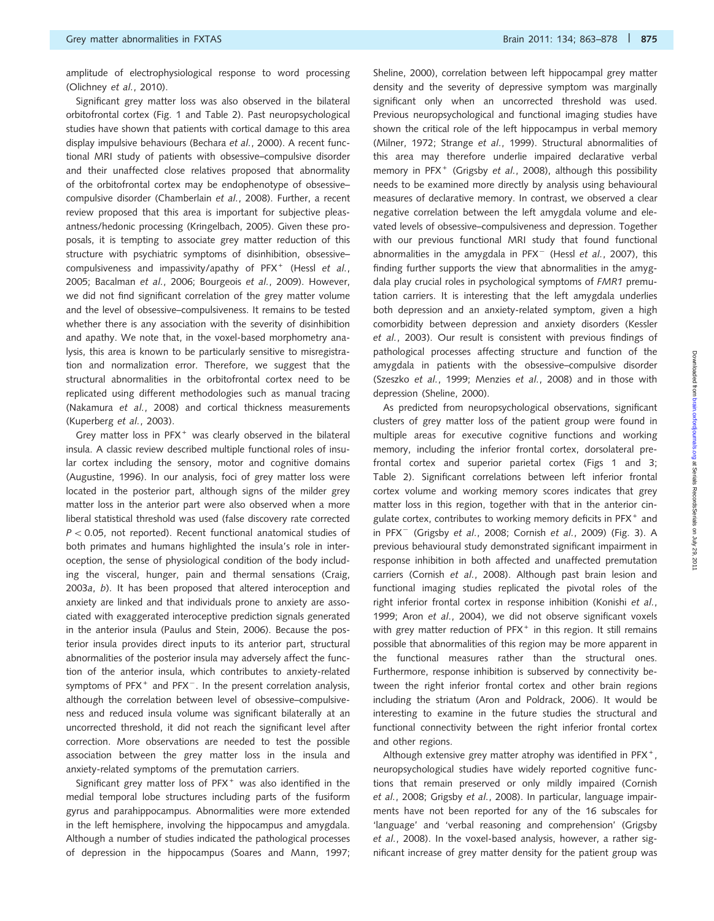amplitude of electrophysiological response to word processing (Olichney *et al.*, 2010).

Significant grey matter loss was also observed in the bilateral orbitofrontal cortex (Fig. 1 and Table 2). Past neuropsychological studies have shown that patients with cortical damage to this area display impulsive behaviours (Bechara *et al.*, 2000). A recent functional MRI study of patients with obsessive–compulsive disorder and their unaffected close relatives proposed that abnormality of the orbitofrontal cortex may be endophenotype of obsessive–compulsive disorder (Chamberlain *et al.*, 2008). Further, a recent review proposed that this area is important for subjective pleasantness/hedonic processing (Kringelbach, 2005). Given these proposals, it is tempting to associate grey matter reduction of this structure with psychiatric symptoms of disinhibition, obsessive–compulsiveness and impassivity/apathy of PFX$^+$ (Hessl *et al.*, 2005; Bacalman *et al.*, 2006; Bourgeois *et al.*, 2009). However, we did not find significant correlation of the grey matter volume and the level of obsessive–compulsiveness. It remains to be tested whether there is any association with the severity of disinhibition and apathy. We note that, in the voxel-based morphometry analysis, this area is known to be particularly sensitive to misregistration and normalization error. Therefore, we suggest that the structural abnormalities in the orbitofrontal cortex need to be replicated using different methodologies such as manual tracing (Nakamura *et al.*, 2008) and cortical thickness measurements (Kuperberg *et al.*, 2003).

Grey matter loss in PFX$^+$ was clearly observed in the bilateral insula. A classic review described multiple functional roles of insular cortex including the sensory, motor and cognitive domains (Augustine, 1996). In our analysis, foci of grey matter loss were located in the posterior part, although signs of the milder grey matter loss in the anterior part were also observed when a more liberal statistical threshold was used (false discovery rate corrected $P < 0.05$, not reported). Recent functional anatomical studies of both primates and humans highlighted the insula's role in interoception, the sense of physiological condition of the body including the visceral, hunger, pain and thermal sensations (Craig, 2003*a*, *b*). It has been proposed that altered interoception and anxiety are linked and that individuals prone to anxiety are associated with exaggerated interoceptive prediction signals generated in the anterior insula (Paulus and Stein, 2006). Because the posterior insula provides direct inputs to its anterior part, structural abnormalities of the posterior insula may adversely affect the function of the anterior insula, which contributes to anxiety-related symptoms of PFX$^+$ and PFX$^-$. In the present correlation analysis, although the correlation between level of obsessive–compulsiveness and reduced insula volume was significant bilaterally at an uncorrected threshold, it did not reach the significant level after correction. More observations are needed to test the possible association between the grey matter loss in the insula and anxiety-related symptoms of the premutation carriers.

Significant grey matter loss of PFX$^+$ was also identified in the medial temporal lobe structures including parts of the fusiform gyrus and parahippocampus. Abnormalities were more extended in the left hemisphere, involving the hippocampus and amygdala. Although a number of studies indicated the pathological processes of depression in the hippocampus (Soares and Mann, 1997; Sheline, 2000), correlation between left hippocampal grey matter density and the severity of depressive symptom was marginally significant only when an uncorrected threshold was used. Previous neuropsychological and functional imaging studies have shown the critical role of the left hippocampus in verbal memory (Milner, 1972; Strange *et al.*, 1999). Structural abnormalities of this area may therefore underlie impaired declarative verbal memory in PFX$^+$ (Grigsby *et al.*, 2008), although this possibility needs to be examined more directly by analysis using behavioural measures of declarative memory. In contrast, we observed a clear negative correlation between the left amygdala volume and elevated levels of obsessive–compulsiveness and depression. Together with our previous functional MRI study that found functional abnormalities in the amygdala in PFX$^-$ (Hessl *et al.*, 2007), this finding further supports the view that abnormalities in the amygdala play crucial roles in psychological symptoms of *FMR1* premutation carriers. It is interesting that the left amygdala underlies both depression and an anxiety-related symptom, given a high comorbidity between depression and anxiety disorders (Kessler *et al.*, 2003). Our result is consistent with previous findings of pathological processes affecting structure and function of the amygdala in patients with the obsessive–compulsive disorder (Szeszko *et al.*, 1999; Menzies *et al.*, 2008) and in those with depression (Sheline, 2000).

As predicted from neuropsychological observations, significant clusters of grey matter loss of the patient group were found in multiple areas for executive cognitive functions and working memory, including the inferior frontal cortex, dorsolateral prefrontal cortex and superior parietal cortex (Figs 1 and 3; Table 2). Significant correlations between left inferior frontal cortex volume and working memory scores indicates that grey matter loss in this region, together with that in the anterior cingulate cortex, contributes to working memory deficits in PFX$^+$ and in PFX$^-$ (Grigsby *et al.*, 2008; Cornish *et al.*, 2009) (Fig. 3). A previous behavioural study demonstrated significant impairment in response inhibition in both affected and unaffected premutation carriers (Cornish *et al.*, 2008). Although past brain lesion and functional imaging studies replicated the pivotal roles of the right inferior frontal cortex in response inhibition (Konishi *et al.*, 1999; Aron *et al.*, 2004), we did not observe significant voxels with grey matter reduction of PFX$^+$ in this region. It still remains possible that abnormalities of this region may be more apparent in the functional measures rather than the structural ones. Furthermore, response inhibition is subserved by connectivity between the right inferior frontal cortex and other brain regions including the striatum (Aron and Poldrack, 2006). It would be interesting to examine in the future studies the structural and functional connectivity between the right inferior frontal cortex and other regions.

Although extensive grey matter atrophy was identified in PFX$^+$, neuropsychological studies have widely reported cognitive functions that remain preserved or only mildly impaired (Cornish *et al.*, 2008; Grigsby *et al.*, 2008). In particular, language impairments have not been reported for any of the 16 subscales for 'language' and 'verbal reasoning and comprehension' (Grigsby *et al.*, 2008). In the voxel-based analysis, however, a rather significant increase of grey matter density for the patient group was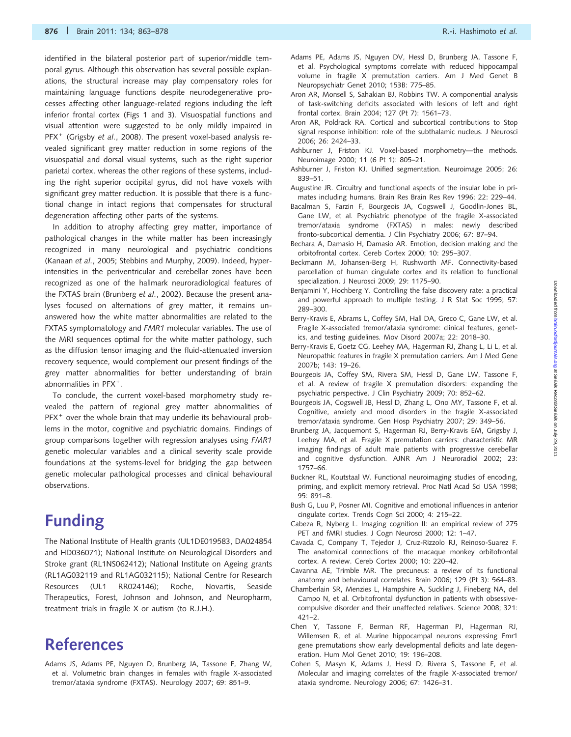identified in the bilateral posterior part of superior/middle temporal gyrus. Although this observation has several possible explanations, the structural increase may play compensatory roles for maintaining language functions despite neurodegenerative processes affecting other language-related regions including the left inferior frontal cortex (Figs 1 and 3). Visuospatial functions and visual attention were suggested to be only mildly impaired in PFX$^+$ (Grigsby *et al.*, 2008). The present voxel-based analysis revealed significant grey matter reduction in some regions of the visuospatial and dorsal visual systems, such as the right superior parietal cortex, whereas the other regions of these systems, including the right superior occipital gyrus, did not have voxels with significant grey matter reduction. It is possible that there is a functional change in intact regions that compensates for structural degeneration affecting other parts of the systems.

In addition to atrophy affecting grey matter, importance of pathological changes in the white matter has been increasingly recognized in many neurological and psychiatric conditions (Kanaan *et al.*, 2005; Stebbins and Murphy, 2009). Indeed, hyperintensities in the periventricular and cerebellar zones have been recognized as one of the hallmark neuroradiological features of the FXTAS brain (Brunberg *et al.*, 2002). Because the present analyses focused on alternations of grey matter, it remains unanswered how the white matter abnormalities are related to the FXTAS symptomatology and *FMR1* molecular variables. The use of the MRI sequences optimal for the white matter pathology, such as the diffusion tensor imaging and the fluid-attenuated inversion recovery sequence, would complement our present findings of the grey matter abnormalities for better understanding of brain abnormalities in PFX$^+$.

To conclude, the current voxel-based morphometry study revealed the pattern of regional grey matter abnormalities of PFX$^+$ over the whole brain that may underlie its behavioural problems in the motor, cognitive and psychiatric domains. Findings of group comparisons together with regression analyses using *FMR1* genetic molecular variables and a clinical severity scale provide foundations at the systems-level for bridging the gap between genetic molecular pathological processes and clinical behavioural observations.

# Funding

The National Institute of Health grants (UL1DE019583, DA024854 and HD036071); National Institute on Neurological Disorders and Stroke grant (RL1NS062412); National Institute on Ageing grants (RL1AG032119 and RL1AG032115); National Centre for Research Resources (UL1 RR024146); Roche, Novartis, Seaside Therapeutics, Forest, Johnson and Johnson, and Neuropharm, treatment trials in fragile X or autism (to R.J.H.).

# References

Adams JS, Adams PE, Nguyen D, Brunberg JA, Tassone F, Zhang W, et al. Volumetric brain changes in females with fragile X-associated tremor/ataxia syndrome (FXTAS). Neurology 2007; 69: 851–9.

Adams PE, Adams JS, Nguyen DV, Hessl D, Brunberg JA, Tassone F, et al. Psychological symptoms correlate with reduced hippocampal volume in fragile X premutation carriers. Am J Med Genet B Neuropsychiatr Genet 2010; 153B: 775–85.

Aron AR, Monsell S, Sahakian BJ, Robbins TW. A componential analysis of task-switching deficits associated with lesions of left and right frontal cortex. Brain 2004; 127 (Pt 7): 1561–73.

Aron AR, Poldrack RA. Cortical and subcortical contributions to Stop signal response inhibition: role of the subthalamic nucleus. J Neurosci 2006; 26: 2424–33.

Ashburner J, Friston KJ. Voxel-based morphometry—the methods. Neuroimage 2000; 11 (6 Pt 1): 805–21.

Ashburner J, Friston KJ. Unified segmentation. Neuroimage 2005; 26: 839–51.

Augustine JR. Circuitry and functional aspects of the insular lobe in primates including humans. Brain Res Brain Res Rev 1996; 22: 229–44.

Bacalman S, Farzin F, Bourgeois JA, Cogswell J, Goodlin-Jones BL, Gane LW, et al. Psychiatric phenotype of the fragile X-associated tremor/ataxia syndrome (FXTAS) in males: newly described fronto-subcortical dementia. J Clin Psychiatry 2006; 67: 87–94.

Bechara A, Damasio H, Damasio AR. Emotion, decision making and the orbitofrontal cortex. Cereb Cortex 2000; 10: 295–307.

Beckmann M, Johansen-Berg H, Rushworth MF. Connectivity-based parcellation of human cingulate cortex and its relation to functional specialization. J Neurosci 2009; 29: 1175–90.

Benjamini Y, Hochberg Y. Controlling the false discovery rate: a practical and powerful approach to multiple testing. J R Stat Soc 1995; 57: 289–300.

Berry-Kravis E, Abrams L, Coffey SM, Hall DA, Greco C, Gane LW, et al. Fragile X-associated tremor/ataxia syndrome: clinical features, genetics, and testing guidelines. Mov Disord 2007a; 22: 2018–30.

Berry-Kravis E, Goetz CG, Leehey MA, Hagerman RJ, Zhang L, Li L, et al. Neuropathic features in fragile X premutation carriers. Am J Med Gene 2007b; 143: 19–26.

Bourgeois JA, Coffey SM, Rivera SM, Hessl D, Gane LW, Tassone F, et al. A review of fragile X premutation disorders: expanding the psychiatric perspective. J Clin Psychiatry 2009; 70: 852–62.

Bourgeois JA, Cogswell JB, Hessl D, Zhang L, Ono MY, Tassone F, et al. Cognitive, anxiety and mood disorders in the fragile X-associated tremor/ataxia syndrome. Gen Hosp Psychiatry 2007; 29: 349–56.

Brunberg JA, Jacquemont S, Hagerman RJ, Berry-Kravis EM, Grigsby J, Leehey MA, et al. Fragile X premutation carriers: characteristic MR imaging findings of adult male patients with progressive cerebellar and cognitive dysfunction. AJNR Am J Neuroradiol 2002; 23: 1757–66.

Buckner RL, Koutstaal W. Functional neuroimaging studies of encoding, priming, and explicit memory retrieval. Proc Natl Acad Sci USA 1998; 95: 891–8.

Bush G, Luu P, Posner MI. Cognitive and emotional influences in anterior cingulate cortex. Trends Cogn Sci 2000; 4: 215–22.

Cabeza R, Nyberg L. Imaging cognition II: an empirical review of 275 PET and fMRI studies. J Cogn Neurosci 2000; 12: 1–47.

Cavada C, Company T, Tejedor J, Cruz-Rizzolo RJ, Reinoso-Suarez F. The anatomical connections of the macaque monkey orbitofrontal cortex. A review. Cereb Cortex 2000; 10: 220–42.

Cavanna AE, Trimble MR. The precuneus: a review of its functional anatomy and behavioural correlates. Brain 2006; 129 (Pt 3): 564–83.

Chamberlain SR, Menzies L, Hampshire A, Suckling J, Fineberg NA, del Campo N, et al. Orbitofrontal dysfunction in patients with obsessive-compulsive disorder and their unaffected relatives. Science 2008; 321: 421–2.

Chen Y, Tassone F, Berman RF, Hagerman PJ, Hagerman RJ, Willemsen R, et al. Murine hippocampal neurons expressing Fmr1 gene premutations show early developmental deficits and late degeneration. Hum Mol Genet 2010; 19: 196–208.

Cohen S, Masyn K, Adams J, Hessl D, Rivera S, Tassone F, et al. Molecular and imaging correlates of the fragile X-associated tremor/ataxia syndrome. Neurology 2006; 67: 1426–31.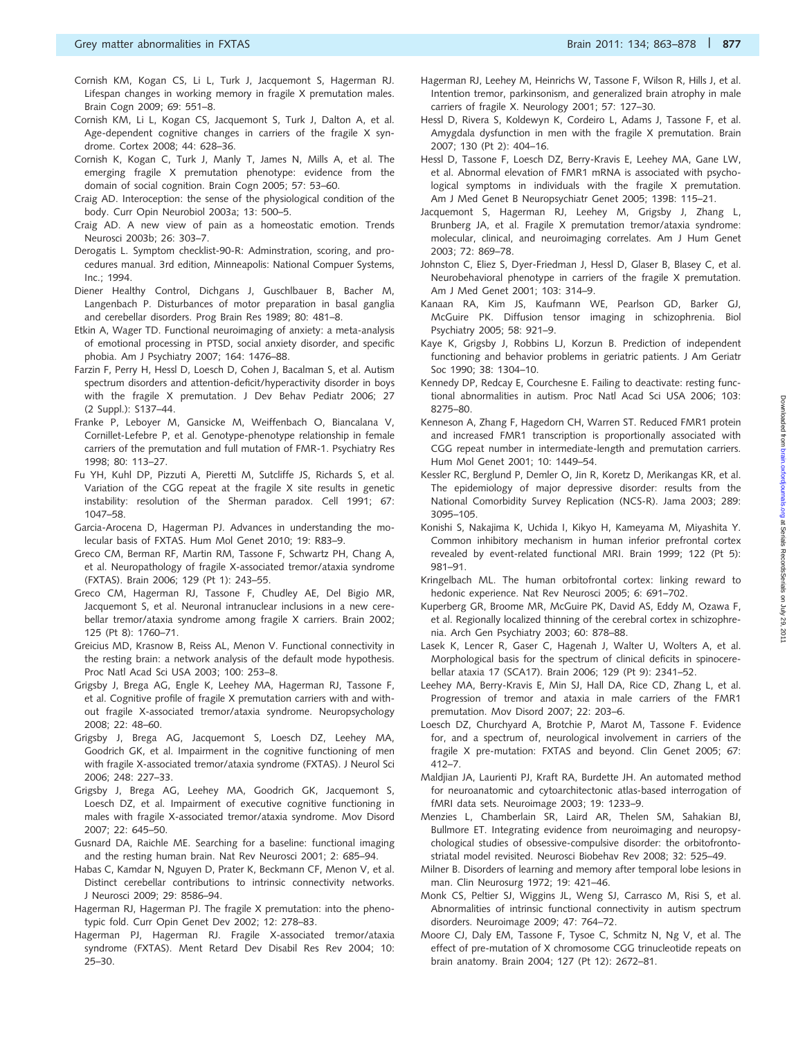Cornish KM, Kogan CS, Li L, Turk J, Jacquemont S, Hagerman RJ. Lifespan changes in working memory in fragile X premutation males. Brain Cogn 2009; 69: 551–8.

Cornish KM, Li L, Kogan CS, Jacquemont S, Turk J, Dalton A, et al. Age-dependent cognitive changes in carriers of the fragile X syndrome. Cortex 2008; 44: 628–36.

Cornish K, Kogan C, Turk J, Manly T, James N, Mills A, et al. The emerging fragile X premutation phenotype: evidence from the domain of social cognition. Brain Cogn 2005; 57: 53–60.

Craig AD. Interoception: the sense of the physiological condition of the body. Curr Opin Neurobiol 2003a; 13: 500–5.

Craig AD. A new view of pain as a homeostatic emotion. Trends Neurosci 2003b; 26: 303–7.

Derogatis L. Symptom checklist-90-R: Adminstration, scoring, and procedures manual. 3rd edition, Minneapolis: National Compuer Systems, Inc.; 1994.

Diener Healthy Control, Dichgans J, Guschlbauer B, Bacher M, Langenbach P. Disturbances of motor preparation in basal ganglia and cerebellar disorders. Prog Brain Res 1989; 80: 481–8.

Etkin A, Wager TD. Functional neuroimaging of anxiety: a meta-analysis of emotional processing in PTSD, social anxiety disorder, and specific phobia. Am J Psychiatry 2007; 164: 1476–88.

Farzin F, Perry H, Hessl D, Loesch D, Cohen J, Bacalman S, et al. Autism spectrum disorders and attention-deficit/hyperactivity disorder in boys with the fragile X premutation. J Dev Behav Pediatr 2006; 27 (2 Suppl.): S137–44.

Franke P, Leboyer M, Gansicke M, Weiffenbach O, Biancalana V, Cornillet-Lefebre P, et al. Genotype-phenotype relationship in female carriers of the premutation and full mutation of FMR-1. Psychiatry Res 1998; 80: 113–27.

Fu YH, Kuhl DP, Pizzuti A, Pieretti M, Sutcliffe JS, Richards S, et al. Variation of the CGG repeat at the fragile X site results in genetic instability: resolution of the Sherman paradox. Cell 1991; 67: 1047–58.

Garcia-Arocena D, Hagerman PJ. Advances in understanding the molecular basis of FXTAS. Hum Mol Genet 2010; 19: R83–9.

Greco CM, Berman RF, Martin RM, Tassone F, Schwartz PH, Chang A, et al. Neuropathology of fragile X-associated tremor/ataxia syndrome (FXTAS). Brain 2006; 129 (Pt 1): 243–55.

Greco CM, Hagerman RJ, Tassone F, Chudley AE, Del Bigio MR, Jacquemont S, et al. Neuronal intranuclear inclusions in a new cerebellar tremor/ataxia syndrome among fragile X carriers. Brain 2002; 125 (Pt 8): 1760–71.

Greicius MD, Krasnow B, Reiss AL, Menon V. Functional connectivity in the resting brain: a network analysis of the default mode hypothesis. Proc Natl Acad Sci USA 2003; 100: 253–8.

Grigsby J, Brega AG, Engle K, Leehey MA, Hagerman RJ, Tassone F, et al. Cognitive profile of fragile X premutation carriers with and without fragile X-associated tremor/ataxia syndrome. Neuropsychology 2008; 22: 48–60.

Grigsby J, Brega AG, Jacquemont S, Loesch DZ, Leehey MA, Goodrich GK, et al. Impairment in the cognitive functioning of men with fragile X-associated tremor/ataxia syndrome (FXTAS). J Neurol Sci 2006; 248: 227–33.

Grigsby J, Brega AG, Leehey MA, Goodrich GK, Jacquemont S, Loesch DZ, et al. Impairment of executive cognitive functioning in males with fragile X-associated tremor/ataxia syndrome. Mov Disord 2007; 22: 645–50.

Gusnard DA, Raichle ME. Searching for a baseline: functional imaging and the resting human brain. Nat Rev Neurosci 2001; 2: 685–94.

Habas C, Kamdar N, Nguyen D, Prater K, Beckmann CF, Menon V, et al. Distinct cerebellar contributions to intrinsic connectivity networks. J Neurosci 2009; 29: 8586–94.

Hagerman RJ, Hagerman PJ. The fragile X premutation: into the phenotypic fold. Curr Opin Genet Dev 2002; 12: 278–83.

Hagerman PJ, Hagerman RJ. Fragile X-associated tremor/ataxia syndrome (FXTAS). Ment Retard Dev Disabil Res Rev 2004; 10: 25–30.

Hagerman RJ, Leehey M, Heinrichs W, Tassone F, Wilson R, Hills J, et al. Intention tremor, parkinsonism, and generalized brain atrophy in male carriers of fragile X. Neurology 2001; 57: 127–30.

Hessl D, Rivera S, Koldewyn K, Cordeiro L, Adams J, Tassone F, et al. Amygdala dysfunction in men with the fragile X premutation. Brain 2007; 130 (Pt 2): 404–16.

Hessl D, Tassone F, Loesch DZ, Berry-Kravis E, Leehey MA, Gane LW, et al. Abnormal elevation of FMR1 mRNA is associated with psychological symptoms in individuals with the fragile X premutation. Am J Med Genet B Neuropsychiatr Genet 2005; 139B: 115–21.

Jacquemont S, Hagerman RJ, Leehey M, Grigsby J, Zhang L, Brunberg JA, et al. Fragile X premutation tremor/ataxia syndrome: molecular, clinical, and neuroimaging correlates. Am J Hum Genet 2003; 72: 869–78.

Johnston C, Eliez S, Dyer-Friedman J, Hessl D, Glaser B, Blasey C, et al. Neurobehavioral phenotype in carriers of the fragile X premutation. Am J Med Genet 2001; 103: 314–9.

Kanaan RA, Kim JS, Kaufmann WE, Pearlson GD, Barker GJ, McGuire PK. Diffusion tensor imaging in schizophrenia. Biol Psychiatry 2005; 58: 921–9.

Kaye K, Grigsby J, Robbins LJ, Korzun B. Prediction of independent functioning and behavior problems in geriatric patients. J Am Geriatr Soc 1990; 38: 1304–10.

Kennedy DP, Redcay E, Courchesne E. Failing to deactivate: resting functional abnormalities in autism. Proc Natl Acad Sci USA 2006; 103: 8275–80.

Kenneson A, Zhang F, Hagedorn CH, Warren ST. Reduced FMR1 protein and increased FMR1 transcription is proportionally associated with CGG repeat number in intermediate-length and premutation carriers. Hum Mol Genet 2001; 10: 1449–54.

Kessler RC, Berglund P, Demler O, Jin R, Koretz D, Merikangas KR, et al. The epidemiology of major depressive disorder: results from the National Comorbidity Survey Replication (NCS-R). Jama 2003; 289: 3095–105.

Konishi S, Nakajima K, Uchida I, Kikyo H, Kameyama M, Miyashita Y. Common inhibitory mechanism in human inferior prefrontal cortex revealed by event-related functional MRI. Brain 1999; 122 (Pt 5): 981–91.

Kringelbach ML. The human orbitofrontal cortex: linking reward to hedonic experience. Nat Rev Neurosci 2005; 6: 691–702.

Kuperberg GR, Broome MR, McGuire PK, David AS, Eddy M, Ozawa F, et al. Regionally localized thinning of the cerebral cortex in schizophrenia. Arch Gen Psychiatry 2003; 60: 878–88.

Lasek K, Lencer R, Gaser C, Hagenah J, Walter U, Wolters A, et al. Morphological basis for the spectrum of clinical deficits in spinocerebellar ataxia 17 (SCA17). Brain 2006; 129 (Pt 9): 2341–52.

Leehey MA, Berry-Kravis E, Min SJ, Hall DA, Rice CD, Zhang L, et al. Progression of tremor and ataxia in male carriers of the FMR1 premutation. Mov Disord 2007; 22: 203–6.

Loesch DZ, Churchyard A, Brotchie P, Marot M, Tassone F. Evidence for, and a spectrum of, neurological involvement in carriers of the fragile X pre-mutation: FXTAS and beyond. Clin Genet 2005; 67: 412–7.

Maldjian JA, Laurienti PJ, Kraft RA, Burdette JH. An automated method for neuroanatomic and cytoarchitectonic atlas-based interrogation of fMRI data sets. Neuroimage 2003; 19: 1233–9.

Menzies L, Chamberlain SR, Laird AR, Thelen SM, Sahakian BJ, Bullmore ET. Integrating evidence from neuroimaging and neuropsychological studies of obsessive-compulsive disorder: the orbitofronto-striatal model revisited. Neurosci Biobehav Rev 2008; 32: 525–49.

Milner B. Disorders of learning and memory after temporal lobe lesions in man. Clin Neurosurg 1972; 19: 421–46.

Monk CS, Peltier SJ, Wiggins JL, Weng SJ, Carrasco M, Risi S, et al. Abnormalities of intrinsic functional connectivity in autism spectrum disorders. Neuroimage 2009; 47: 764–72.

Moore CJ, Daly EM, Tassone F, Tysoe C, Schmitz N, Ng V, et al. The effect of pre-mutation of X chromosome CGG trinucleotide repeats on brain anatomy. Brain 2004; 127 (Pt 12): 2672–81.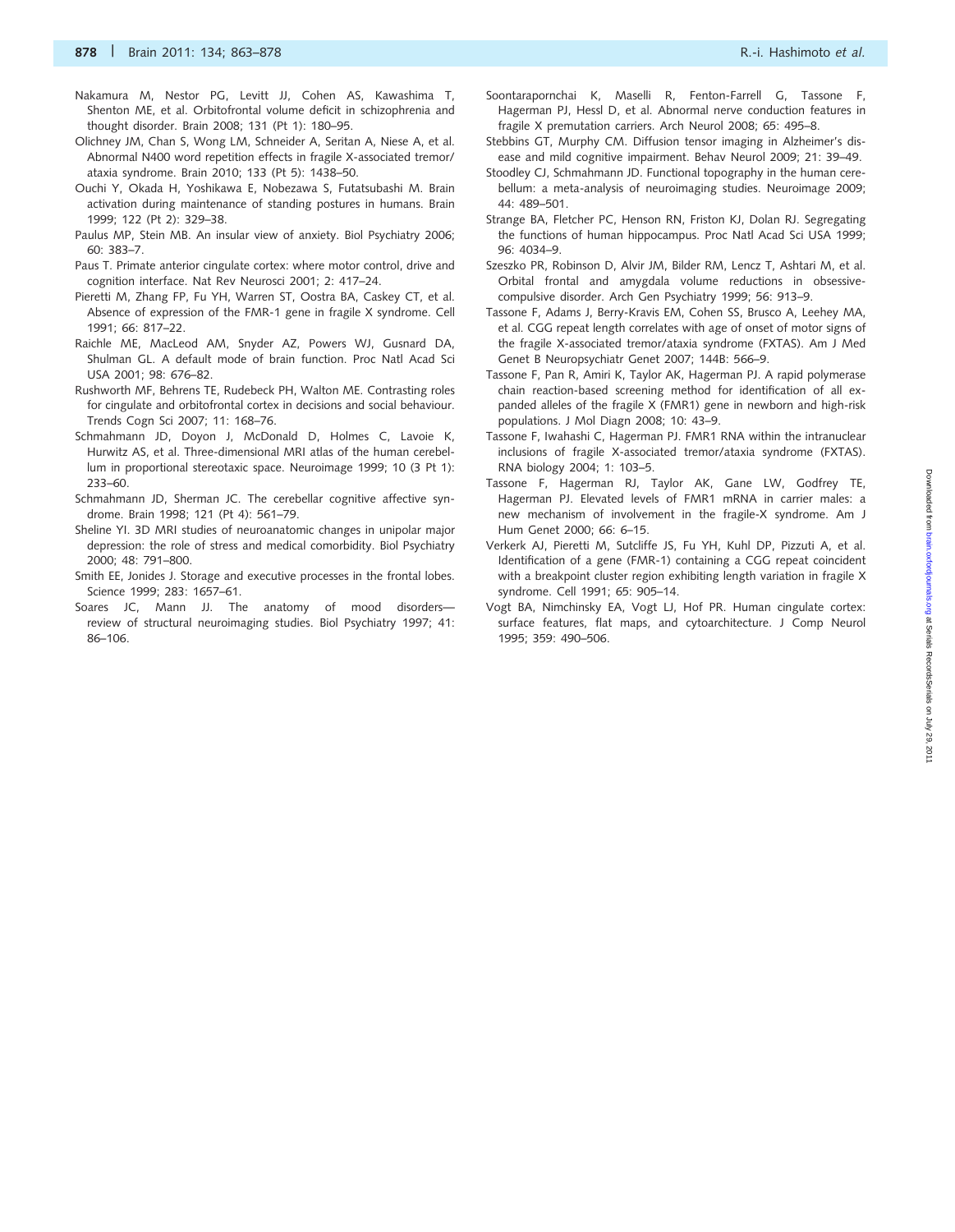Nakamura M, Nestor PG, Levitt JJ, Cohen AS, Kawashima T, Shenton ME, et al. Orbitofrontal volume deficit in schizophrenia and thought disorder. Brain 2008; 131 (Pt 1): 180–95.

Olichney JM, Chan S, Wong LM, Schneider A, Seritan A, Niese A, et al. Abnormal N400 word repetition effects in fragile X-associated tremor/ataxia syndrome. Brain 2010; 133 (Pt 5): 1438–50.

Ouchi Y, Okada H, Yoshikawa E, Nobezawa S, Futatsubashi M. Brain activation during maintenance of standing postures in humans. Brain 1999; 122 (Pt 2): 329–38.

Paulus MP, Stein MB. An insular view of anxiety. Biol Psychiatry 2006; 60: 383–7.

Paus T. Primate anterior cingulate cortex: where motor control, drive and cognition interface. Nat Rev Neurosci 2001; 2: 417–24.

Pieretti M, Zhang FP, Fu YH, Warren ST, Oostra BA, Caskey CT, et al. Absence of expression of the FMR-1 gene in fragile X syndrome. Cell 1991; 66: 817–22.

Raichle ME, MacLeod AM, Snyder AZ, Powers WJ, Gusnard DA, Shulman GL. A default mode of brain function. Proc Natl Acad Sci USA 2001; 98: 676–82.

Rushworth MF, Behrens TE, Rudebeck PH, Walton ME. Contrasting roles for cingulate and orbitofrontal cortex in decisions and social behaviour. Trends Cogn Sci 2007; 11: 168–76.

Schmahmann JD, Doyon J, McDonald D, Holmes C, Lavoie K, Hurwitz AS, et al. Three-dimensional MRI atlas of the human cerebellum in proportional stereotaxic space. Neuroimage 1999; 10 (3 Pt 1): 233–60.

Schmahmann JD, Sherman JC. The cerebellar cognitive affective syndrome. Brain 1998; 121 (Pt 4): 561–79.

Sheline YI. 3D MRI studies of neuroanatomic changes in unipolar major depression: the role of stress and medical comorbidity. Biol Psychiatry 2000; 48: 791–800.

Smith EE, Jonides J. Storage and executive processes in the frontal lobes. Science 1999; 283: 1657–61.

Soares JC, Mann JJ. The anatomy of mood disorders—review of structural neuroimaging studies. Biol Psychiatry 1997; 41: 86–106.

Soontarapornchai K, Maselli R, Fenton-Farrell G, Tassone F, Hagerman PJ, Hessl D, et al. Abnormal nerve conduction features in fragile X premutation carriers. Arch Neurol 2008; 65: 495–8.

Stebbins GT, Murphy CM. Diffusion tensor imaging in Alzheimer's disease and mild cognitive impairment. Behav Neurol 2009; 21: 39–49.

Stoodley CJ, Schmahmann JD. Functional topography in the human cerebellum: a meta-analysis of neuroimaging studies. Neuroimage 2009; 44: 489–501.

Strange BA, Fletcher PC, Henson RN, Friston KJ, Dolan RJ. Segregating the functions of human hippocampus. Proc Natl Acad Sci USA 1999; 96: 4034–9.

Szeszko PR, Robinson D, Alvir JM, Bilder RM, Lencz T, Ashtari M, et al. Orbital frontal and amygdala volume reductions in obsessive-compulsive disorder. Arch Gen Psychiatry 1999; 56: 913–9.

Tassone F, Adams J, Berry-Kravis EM, Cohen SS, Brusco A, Leehey MA, et al. CGG repeat length correlates with age of onset of motor signs of the fragile X-associated tremor/ataxia syndrome (FXTAS). Am J Med Genet B Neuropsychiatr Genet 2007; 144B: 566–9.

Tassone F, Pan R, Amiri K, Taylor AK, Hagerman PJ. A rapid polymerase chain reaction-based screening method for identification of all expanded alleles of the fragile X (FMR1) gene in newborn and high-risk populations. J Mol Diagn 2008; 10: 43–9.

Tassone F, Iwahashi C, Hagerman PJ. FMR1 RNA within the intranuclear inclusions of fragile X-associated tremor/ataxia syndrome (FXTAS). RNA biology 2004; 1: 103–5.

Tassone F, Hagerman RJ, Taylor AK, Gane LW, Godfrey TE, Hagerman PJ. Elevated levels of FMR1 mRNA in carrier males: a new mechanism of involvement in the fragile-X syndrome. Am J Hum Genet 2000; 66: 6–15.

Verkerk AJ, Pieretti M, Sutcliffe JS, Fu YH, Kuhl DP, Pizzuti A, et al. Identification of a gene (FMR-1) containing a CGG repeat coincident with a breakpoint cluster region exhibiting length variation in fragile X syndrome. Cell 1991; 65: 905–14.

Vogt BA, Nimchinsky EA, Vogt LJ, Hof PR. Human cingulate cortex: surface features, flat maps, and cytoarchitecture. J Comp Neurol 1995; 359: 490–506.